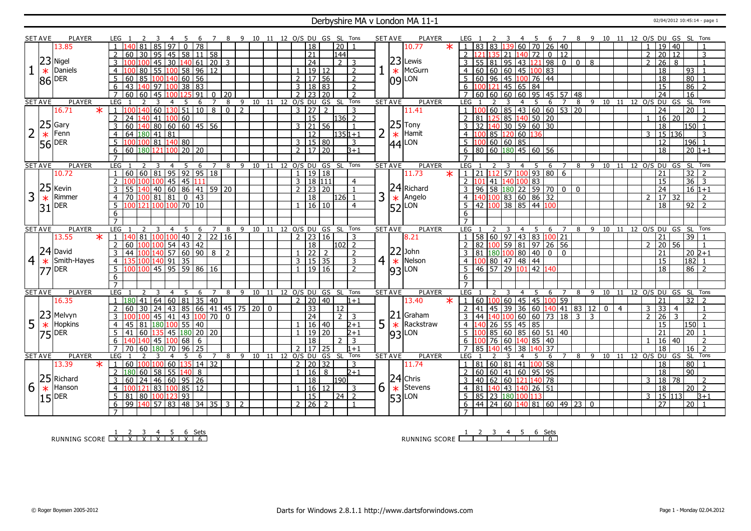# Derbyshire MA v London MA 11-1

02/04/2012 10:45:14 - page 1

## Set 1

| SET AVE | PLAYER | LEG | 1 | 2 | 3 | 4 | 5 | 6 | 7 | 8 | 9 | 10 | 11 | 12 | O/S | DU | GS | SL | Tons |
|---|---|---|---|---|---|---|---|---|---|---|---|---|---|---|---|---|---|---|---|
| 13.85 | | 1 | 140 | 81 | 85 | 97 | 0 | 78 | | | | | | | | 18 | | 20 | 1 |
| 23.86 | Nigel Daniels DER | 2 | 60 | 30 | 95 | 45 | 58 | 11 | 58 | | | | | | | 21 | | 144 | |
| | | 3 | 100 | 100 | 45 | 30 | 140 | 61 | 20 | 3 | | | | | | 24 | | 2 | 3 |
| | | 4 | 100 | 80 | 55 | 100 | 58 | 96 | 12 | | | | | | 1 | 19 | 12 | | 2 |
| | | 5 | 60 | 85 | 100 | 140 | 60 | 56 | | | | | | | 2 | 17 | 56 | | 2 |
| | | 6 | 43 | 140 | 97 | 100 | 38 | 83 | | | | | | | 3 | 18 | 83 | | 2 |
| | | 7 | 60 | 60 | 45 | 100 | 125 | 91 | 0 | 20 | | | | | 2 | 23 | 20 | | 2 |

| SET AVE | PLAYER | LEG | 1 | 2 | 3 | 4 | 5 | 6 | 7 | 8 | 9 | 10 | 11 | 12 | O/S | DU | GS | SL | Tons |
|---|---|---|---|---|---|---|---|---|---|---|---|---|---|---|---|---|---|---|---|
| 10.77 * | | 1 | 83 | 83 | 139 | 60 | 70 | 26 | 40 | | | | | | 1 | 19 | 40 | | 1 |
| 23.09 | Lewis McGurn LON | 2 | 121 | 135 | 21 | 140 | 72 | 0 | 12 | | | | | | 2 | 20 | 12 | | 3 |
| | | 3 | 55 | 81 | 95 | 43 | 121 | 98 | 0 | 0 | 8 | | | | 2 | 26 | 8 | | 1 |
| | | 4 | 60 | 60 | 60 | 45 | 100 | 83 | | | | | | | | 18 | | 93 | 1 |
| | | 5 | 60 | 96 | 45 | 100 | 76 | 44 | | | | | | | | 18 | | 80 | 1 |
| | | 6 | 100 | 121 | 45 | 65 | 84 | | | | | | | | | 15 | | 86 | 2 |
| | | 7 | 60 | 60 | 60 | 60 | 95 | 45 | 57 | 48 | | | | | | 24 | | 16 | |

## Set 2

| SET AVE | PLAYER | LEG | 1 | 2 | 3 | 4 | 5 | 6 | 7 | 8 | 9 | 10 | 11 | 12 | O/S | DU | GS | SL | Tons |
|---|---|---|---|---|---|---|---|---|---|---|---|---|---|---|---|---|---|---|---|
| 16.71 * | | 1 | 100 | 140 | 60 | 130 | 51 | 10 | 8 | 0 | 2 | | | | 3 | 27 | 2 | | 3 |
| 25.56 | Gary Fenn DER | 2 | 24 | 140 | 41 | 100 | 60 | | | | | | | | | 15 | | 136 | 2 |
| | | 3 | 60 | 140 | 80 | 60 | 60 | 45 | 56 | | | | | | 3 | 21 | 56 | | 1 |
| | | 4 | 64 | 180 | 41 | 81 | | | | | | | | | | 12 | | 135 | 1+1 |
| | | 5 | 100 | 100 | 81 | 140 | 80 | | | | | | | | 3 | 15 | 80 | | 3 |
| | | 6 | 60 | 180 | 121 | 100 | 20 | 20 | | | | | | | 2 | 17 | 20 | | 3+1 |
| | | 7 | | | | | | | | | | | | | | | | | |

| SET AVE | PLAYER | LEG | 1 | 2 | 3 | 4 | 5 | 6 | 7 | 8 | 9 | 10 | 11 | 12 | O/S | DU | GS | SL | Tons |
|---|---|---|---|---|---|---|---|---|---|---|---|---|---|---|---|---|---|---|---|
| 11.41 | | 1 | 100 | 60 | 85 | 43 | 60 | 60 | 53 | 20 | | | | | | 24 | | 20 | 1 |
| 25.44 | Tony Hamit LON | 2 | 81 | 125 | 85 | 140 | 50 | 20 | | | | | | | 1 | 16 | 20 | | 2 |
| | | 3 | 32 | 140 | 30 | 59 | 60 | 30 | | | | | | | | 18 | | 150 | 1 |
| | | 4 | 100 | 85 | 120 | 60 | 136 | | | | | | | | 3 | 15 | 136 | | 3 |
| | | 5 | 100 | 60 | 60 | 85 | | | | | | | | | | 12 | | 196 | 1 |
| | | 6 | 80 | 60 | 180 | 45 | 60 | 56 | | | | | | | | 18 | | 20 | 1+1 |
| | | 7 | | | | | | | | | | | | | | | | | |

## Set 3

| SET AVE | PLAYER | LEG | 1 | 2 | 3 | 4 | 5 | 6 | 7 | 8 | 9 | 10 | 11 | 12 | O/S | DU | GS | SL | Tons |
|---|---|---|---|---|---|---|---|---|---|---|---|---|---|---|---|---|---|---|---|
| 10.72 | | 1 | 60 | 60 | 81 | 95 | 92 | 95 | 18 | | | | | | 1 | 19 | 18 | | |
| 25.31 | Kevin Rimmer DER | 2 | 100 | 100 | 100 | 45 | 45 | 111 | | | | | | | 3 | 18 | 111 | | 4 |
| | | 3 | 55 | 140 | 40 | 60 | 86 | 41 | 59 | 20 | | | | | 2 | 23 | 20 | | 1 |
| | | 4 | 70 | 100 | 81 | 81 | 0 | 43 | | | | | | | | 18 | | 126 | 1 |
| | | 5 | 100 | 121 | 100 | 100 | 70 | 10 | | | | | | | 1 | 16 | 10 | | 4 |
| | | 6 | | | | | | | | | | | | | | | | | |
| | | 7 | | | | | | | | | | | | | | | | | |

| SET AVE | PLAYER | LEG | 1 | 2 | 3 | 4 | 5 | 6 | 7 | 8 | 9 | 10 | 11 | 12 | O/S | DU | GS | SL | Tons |
|---|---|---|---|---|---|---|---|---|---|---|---|---|---|---|---|---|---|---|---|
| 11.73 * | | 1 | 21 | 112 | 57 | 100 | 93 | 80 | 6 | | | | | | | 21 | | 32 | 2 |
| 24.52 | Richard Angelo LON | 2 | 101 | 41 | 140 | 100 | 83 | | | | | | | | | 15 | | 36 | 3 |
| | | 3 | 96 | 58 | 180 | 22 | 59 | 70 | 0 | 0 | | | | | | 24 | | 16 | 1+1 |
| | | 4 | 140 | 100 | 83 | 60 | 86 | 32 | | | | | | | 2 | 17 | 32 | | 2 |
| | | 5 | 42 | 100 | 38 | 85 | 44 | 100 | | | | | | | | 18 | | 92 | 2 |
| | | 6 | | | | | | | | | | | | | | | | | |
| | | 7 | | | | | | | | | | | | | | | | | |

## Set 4

| SET AVE | PLAYER | LEG | 1 | 2 | 3 | 4 | 5 | 6 | 7 | 8 | 9 | 10 | 11 | 12 | O/S | DU | GS | SL | Tons |
|---|---|---|---|---|---|---|---|---|---|---|---|---|---|---|---|---|---|---|---|
| 13.55 * | | 1 | 140 | 81 | 100 | 100 | 40 | 2 | 22 | 16 | | | | | 2 | 23 | 16 | | 3 |
| 24.77 | David Smith-Hayes DER | 2 | 60 | 100 | 100 | 54 | 43 | 42 | | | | | | | | 18 | | 102 | 2 |
| | | 3 | 44 | 100 | 140 | 57 | 60 | 90 | 8 | 2 | | | | | 1 | 22 | 2 | | 2 |
| | | 4 | 135 | 100 | 140 | 91 | 35 | | | | | | | | 3 | 15 | 35 | | 3 |
| | | 5 | 100 | 100 | 45 | 95 | 59 | 86 | 16 | | | | | | 1 | 19 | 16 | | 2 |
| | | 6 | | | | | | | | | | | | | | | | | |
| | | 7 | | | | | | | | | | | | | | | | | |

| SET AVE | PLAYER | LEG | 1 | 2 | 3 | 4 | 5 | 6 | 7 | 8 | 9 | 10 | 11 | 12 | O/S | DU | GS | SL | Tons |
|---|---|---|---|---|---|---|---|---|---|---|---|---|---|---|---|---|---|---|---|
| 8.21 | | 1 | 58 | 60 | 97 | 43 | 83 | 100 | 21 | | | | | | | 21 | | 39 | 1 |
| 22.93 | John Nelson LON | 2 | 82 | 100 | 59 | 81 | 97 | 26 | 56 | | | | | | 2 | 20 | 56 | | 1 |
| | | 3 | 81 | 180 | 100 | 80 | 40 | 0 | 0 | | | | | | | 21 | | 20 | 2+1 |
| | | 4 | 100 | 80 | 47 | 48 | 44 | | | | | | | | | 15 | | 182 | 1 |
| | | 5 | 46 | 57 | 29 | 101 | 42 | 140 | | | | | | | | 18 | | 86 | 2 |
| | | 6 | | | | | | | | | | | | | | | | | |
| | | 7 | | | | | | | | | | | | | | | | | |

## Set 5

| SET AVE | PLAYER | LEG | 1 | 2 | 3 | 4 | 5 | 6 | 7 | 8 | 9 | 10 | 11 | 12 | O/S | DU | GS | SL | Tons |
|---|---|---|---|---|---|---|---|---|---|---|---|---|---|---|---|---|---|---|---|
| 16.35 | | 1 | 180 | 41 | 64 | 60 | 81 | 35 | 40 | | | | | | 2 | 20 | 40 | | 1+1 |
| 23.75 | Melvyn Hopkins DER | 2 | 60 | 30 | 24 | 43 | 85 | 66 | 41 | 45 | 75 | 20 | 0 | | | 33 | | 12 | |
| | | 3 | 100 | 100 | 45 | 41 | 43 | 100 | 70 | 0 | | | | | | 24 | | 2 | 3 |
| | | 4 | 45 | 81 | 180 | 100 | 55 | 40 | | | | | | | 1 | 16 | 40 | | 2+1 |
| | | 5 | 41 | 60 | 135 | 45 | 180 | 20 | 20 | | | | | | 1 | 19 | 20 | | 2+1 |
| | | 6 | 140 | 140 | 45 | 100 | 68 | 6 | | | | | | | | 18 | | 2 | 3 |
| | | 7 | 70 | 60 | 180 | 70 | 96 | 25 | | | | | | | 2 | 17 | 25 | | 1+1 |

| SET AVE | PLAYER | LEG | 1 | 2 | 3 | 4 | 5 | 6 | 7 | 8 | 9 | 10 | 11 | 12 | O/S | DU | GS | SL | Tons |
|---|---|---|---|---|---|---|---|---|---|---|---|---|---|---|---|---|---|---|---|
| 13.40 * | | 1 | 60 | 100 | 60 | 45 | 45 | 100 | 59 | | | | | | | 21 | | 32 | 2 |
| 21.93 | Graham Rackstraw LON | 2 | 41 | 45 | 39 | 36 | 60 | 140 | 41 | 83 | 12 | 0 | 4 | | 3 | 33 | 4 | | 1 |
| | | 3 | 44 | 140 | 100 | 60 | 60 | 73 | 18 | 3 | 3 | | | | 2 | 26 | 3 | | 2 |
| | | 4 | 140 | 26 | 55 | 45 | 85 | | | | | | | | | 15 | | 150 | 1 |
| | | 5 | 100 | 85 | 60 | 85 | 60 | 51 | 40 | | | | | | | 21 | | 20 | 1 |
| | | 6 | 100 | 76 | 60 | 140 | 85 | 40 | | | | | | | 1 | 16 | 40 | | 2 |
| | | 7 | 85 | 140 | 45 | 38 | 140 | 37 | | | | | | | | 18 | | 16 | 2 |

## Set 6

| SET AVE | PLAYER | LEG | 1 | 2 | 3 | 4 | 5 | 6 | 7 | 8 | 9 | 10 | 11 | 12 | O/S | DU | GS | SL | Tons |
|---|---|---|---|---|---|---|---|---|---|---|---|---|---|---|---|---|---|---|---|
| 13.39 * | | 1 | 60 | 100 | 100 | 60 | 135 | 14 | 32 | | | | | | 2 | 20 | 32 | | 3 |
| 25.15 | Richard Hanson DER | 2 | 180 | 60 | 58 | 55 | 140 | 8 | | | | | | | 1 | 16 | 8 | | 2+1 |
| | | 3 | 60 | 24 | 46 | 60 | 95 | 26 | | | | | | | | 18 | | 190 | |
| | | 4 | 100 | 121 | 83 | 100 | 85 | 12 | | | | | | | 1 | 16 | 12 | | 3 |
| | | 5 | 81 | 80 | 100 | 123 | 93 | | | | | | | | | 15 | | 24 | 2 |
| | | 6 | 99 | 140 | 57 | 83 | 48 | 34 | 35 | 3 | 2 | | | | 2 | 26 | 2 | | 1 |
| | | 7 | | | | | | | | | | | | | | | | | |

| SET AVE | PLAYER | LEG | 1 | 2 | 3 | 4 | 5 | 6 | 7 | 8 | 9 | 10 | 11 | 12 | O/S | DU | GS | SL | Tons |
|---|---|---|---|---|---|---|---|---|---|---|---|---|---|---|---|---|---|---|---|
| 11.74 | | 1 | 81 | 60 | 81 | 41 | 100 | 58 | | | | | | | | 18 | | 80 | 1 |
| 24.53 | Chris Stevens LON | 2 | 60 | 60 | 41 | 60 | 95 | 95 | | | | | | | | 18 | | 90 | |
| | | 3 | 40 | 62 | 60 | 121 | 140 | 78 | | | | | | | 3 | 18 | 78 | | 2 |
| | | 4 | 81 | 140 | 43 | 140 | 26 | 51 | | | | | | | | 18 | | 20 | 2 |
| | | 5 | 85 | 23 | 180 | 100 | 113 | | | | | | | | 3 | 15 | 113 | | 3+1 |
| | | 6 | 44 | 24 | 60 | 140 | 81 | 60 | 49 | 23 | 0 | | | | | 27 | | 20 | 1 |
| | | 7 | | | | | | | | | | | | | | | | | |

RUNNING SCORE

| | 1 | 2 | 3 | 4 | 5 | 6 | Sets |
|---|---|---|---|---|---|---|---|
| DER | X | X | X | X | X | X | 6 |
| LON | | | | | | | 0 |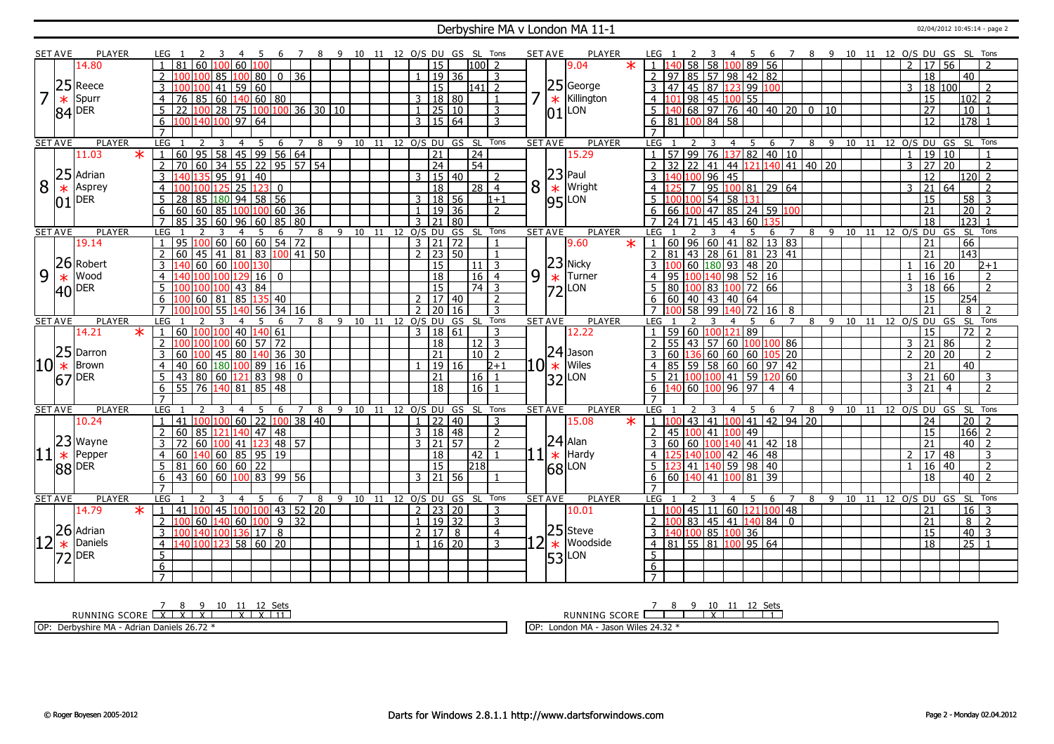# Derbyshire MA v London MA 11-1

02/04/2012 10:45:14 - page 2

| SET | AVE | PLAYER | LEG | 1 | 2 | 3 | 4 | 5 | 6 | 7 | 8 | 9 | 10 | 11 | 12 | O/S | DU | GS | SL | Tons |
|---|---|---|---|---|---|---|---|---|---|---|---|---|---|---|---|---|---|---|---|---|
| 7 | 25.84 | Reece Spurr * DER (14.80) | 1 | 81 | 60 | 100 | 60 | 100 | | | | | | | | | 15 | | 100 | 2 |
| | | | 2 | 100 | 100 | 85 | 100 | 80 | 0 | 36 | | | | | | 1 | 19 | 36 | | 3 |
| | | | 3 | 100 | 100 | 41 | 59 | 60 | | | | | | | | | 15 | | 141 | 2 |
| | | | 4 | 76 | 85 | 60 | 140 | 60 | 80 | | | | | | | 3 | 18 | 80 | | 1 |
| | | | 5 | 22 | 100 | 28 | 75 | 100 | 100 | 36 | 30 | 10 | | | | 1 | 25 | 10 | | 3 |
| | | | 6 | 100 | 140 | 100 | 97 | 64 | | | | | | | | 3 | 15 | 64 | | 3 |
| | | | 7 | | | | | | | | | | | | | | | | | |

| SET | AVE | PLAYER | LEG | 1 | 2 | 3 | 4 | 5 | 6 | 7 | 8 | 9 | 10 | 11 | 12 | O/S | DU | GS | SL | Tons |
|---|---|---|---|---|---|---|---|---|---|---|---|---|---|---|---|---|---|---|---|---|
| 7 | 25.01 | George Killington * LON (9.04 *) | 1 | 140 | 58 | 58 | 100 | 89 | 56 | | | | | | | 2 | 17 | 56 | | 2 |
| | | | 2 | 97 | 85 | 57 | 98 | 42 | 82 | | | | | | | | 18 | | 40 | |
| | | | 3 | 47 | 45 | 87 | 123 | 99 | 100 | | | | | | | 3 | 18 | 100 | | 2 |
| | | | 4 | 101 | 98 | 45 | 100 | 55 | | | | | | | | | 15 | | 102 | 2 |
| | | | 5 | 140 | 68 | 97 | 76 | 40 | 40 | 20 | 0 | 10 | | | | | 27 | | 10 | 1 |
| | | | 6 | 81 | 100 | 84 | 58 | | | | | | | | | | 12 | | 178 | 1 |
| | | | 7 | | | | | | | | | | | | | | | | | |

| SET | AVE | PLAYER | LEG | 1 | 2 | 3 | 4 | 5 | 6 | 7 | 8 | 9 | 10 | 11 | 12 | O/S | DU | GS | SL | Tons |
|---|---|---|---|---|---|---|---|---|---|---|---|---|---|---|---|---|---|---|---|---|
| 8 | 25.01 | Adrian Asprey * DER (11.03 *) | 1 | 60 | 95 | 58 | 45 | 99 | 56 | 64 | | | | | | | 21 | | 24 | |
| | | | 2 | 70 | 60 | 34 | 55 | 22 | 95 | 57 | 54 | | | | | | 24 | | 54 | |
| | | | 3 | 140 | 135 | 95 | 91 | 40 | | | | | | | | 3 | 15 | 40 | | 2 |
| | | | 4 | 100 | 100 | 125 | 25 | 123 | 0 | | | | | | | | 18 | | 28 | 4 |
| | | | 5 | 28 | 85 | 180 | 94 | 58 | 56 | | | | | | | 3 | 18 | 56 | | 1+1 |
| | | | 6 | 60 | 60 | 85 | 100 | 100 | 60 | 36 | | | | | | 1 | 19 | 36 | | 2 |
| | | | 7 | 85 | 35 | 60 | 96 | 60 | 85 | 80 | | | | | | 3 | 21 | 80 | | |

| SET | AVE | PLAYER | LEG | 1 | 2 | 3 | 4 | 5 | 6 | 7 | 8 | 9 | 10 | 11 | 12 | O/S | DU | GS | SL | Tons |
|---|---|---|---|---|---|---|---|---|---|---|---|---|---|---|---|---|---|---|---|---|
| 8 | 23.95 | Paul Wright * LON (15.29) | 1 | 57 | 99 | 76 | 137 | 82 | 40 | 10 | | | | | | 1 | 19 | 10 | | 1 |
| | | | 2 | 32 | 22 | 41 | 44 | 121 | 140 | 41 | 40 | 20 | | | | 3 | 27 | 20 | | 2 |
| | | | 3 | 140 | 100 | 96 | 45 | | | | | | | | | | 12 | | 120 | 2 |
| | | | 4 | 125 | 7 | 95 | 100 | 81 | 29 | 64 | | | | | | 3 | 21 | 64 | | 2 |
| | | | 5 | 100 | 100 | 54 | 58 | 131 | | | | | | | | | 15 | | 58 | 3 |
| | | | 6 | 66 | 100 | 47 | 85 | 24 | 59 | 100 | | | | | | | 21 | | 20 | 2 |
| | | | 7 | 24 | 71 | 45 | 43 | 60 | 135 | | | | | | | | 18 | | 123 | 1 |

| SET | AVE | PLAYER | LEG | 1 | 2 | 3 | 4 | 5 | 6 | 7 | 8 | 9 | 10 | 11 | 12 | O/S | DU | GS | SL | Tons |
|---|---|---|---|---|---|---|---|---|---|---|---|---|---|---|---|---|---|---|---|---|
| 9 | 26.40 | Robert Wood * DER (19.14) | 1 | 95 | 100 | 60 | 60 | 60 | 54 | 72 | | | | | | 3 | 21 | 72 | | 1 |
| | | | 2 | 60 | 45 | 41 | 81 | 83 | 100 | 41 | 50 | | | | | 2 | 23 | 50 | | 1 |
| | | | 3 | 140 | 60 | 60 | 100 | 130 | | | | | | | | | 15 | | 11 | 3 |
| | | | 4 | 140 | 100 | 140 | 129 | 16 | 0 | | | | | | | | 18 | | 16 | 4 |
| | | | 5 | 100 | 100 | 100 | 43 | 84 | | | | | | | | | 15 | | 74 | 3 |
| | | | 6 | 100 | 60 | 81 | 85 | 135 | 40 | | | | | | | 2 | 17 | 40 | | 2 |
| | | | 7 | 100 | 100 | 55 | 140 | 56 | 34 | 16 | | | | | | 2 | 20 | 16 | | 3 |

| SET | AVE | PLAYER | LEG | 1 | 2 | 3 | 4 | 5 | 6 | 7 | 8 | 9 | 10 | 11 | 12 | O/S | DU | GS | SL | Tons |
|---|---|---|---|---|---|---|---|---|---|---|---|---|---|---|---|---|---|---|---|---|
| 9 | 23.72 | Nicky Turner * LON (9.60 *) | 1 | 60 | 96 | 60 | 41 | 82 | 13 | 83 | | | | | | | 21 | | 66 | |
| | | | 2 | 81 | 43 | 28 | 61 | 81 | 23 | 41 | | | | | | | 21 | | 143 | |
| | | | 3 | 100 | 60 | 180 | 93 | 48 | 20 | | | | | | | 1 | 16 | 20 | | 2+1 |
| | | | 4 | 95 | 100 | 140 | 98 | 52 | 16 | | | | | | | 1 | 16 | 16 | | 2 |
| | | | 5 | 80 | 100 | 83 | 100 | 72 | 66 | | | | | | | 3 | 18 | 66 | | 2 |
| | | | 6 | 60 | 40 | 43 | 40 | 64 | | | | | | | | | 15 | | 254 | |
| | | | 7 | 100 | 58 | 99 | 140 | 72 | 16 | 8 | | | | | | | 21 | | 8 | 2 |

| SET | AVE | PLAYER | LEG | 1 | 2 | 3 | 4 | 5 | 6 | 7 | 8 | 9 | 10 | 11 | 12 | O/S | DU | GS | SL | Tons |
|---|---|---|---|---|---|---|---|---|---|---|---|---|---|---|---|---|---|---|---|---|
| 10 | 25.67 | Darron Brown * DER (14.21 *) | 1 | 60 | 100 | 100 | 40 | 140 | 61 | | | | | | | 3 | 18 | 61 | | 3 |
| | | | 2 | 100 | 100 | 100 | 60 | 57 | 72 | | | | | | | | 18 | | 12 | 3 |
| | | | 3 | 60 | 100 | 45 | 80 | 140 | 36 | 30 | | | | | | | 21 | | 10 | 2 |
| | | | 4 | 40 | 60 | 180 | 100 | 89 | 16 | 16 | | | | | | 1 | 19 | 16 | | 2+1 |
| | | | 5 | 43 | 80 | 60 | 121 | 83 | 98 | 0 | | | | | | | 21 | | 16 | 1 |
| | | | 6 | 55 | 76 | 140 | 81 | 85 | 48 | | | | | | | | 18 | | 16 | 1 |
| | | | 7 | | | | | | | | | | | | | | | | | |

| SET | AVE | PLAYER | LEG | 1 | 2 | 3 | 4 | 5 | 6 | 7 | 8 | 9 | 10 | 11 | 12 | O/S | DU | GS | SL | Tons |
|---|---|---|---|---|---|---|---|---|---|---|---|---|---|---|---|---|---|---|---|---|
| 10 | 24.32 | Jason Wiles * LON (12.22) | 1 | 59 | 60 | 100 | 121 | 89 | | | | | | | | | 15 | | 72 | 2 |
| | | | 2 | 55 | 43 | 57 | 60 | 100 | 100 | 86 | | | | | | 3 | 21 | 86 | | 2 |
| | | | 3 | 60 | 136 | 60 | 60 | 60 | 105 | 20 | | | | | | 2 | 20 | 20 | | 2 |
| | | | 4 | 85 | 59 | 58 | 60 | 60 | 97 | 42 | | | | | | | 21 | | 40 | |
| | | | 5 | 21 | 100 | 100 | 41 | 59 | 120 | 60 | | | | | | 3 | 21 | 60 | | 3 |
| | | | 6 | 140 | 60 | 100 | 96 | 97 | 4 | 4 | | | | | | 3 | 21 | 4 | | 2 |
| | | | 7 | | | | | | | | | | | | | | | | | |

| SET | AVE | PLAYER | LEG | 1 | 2 | 3 | 4 | 5 | 6 | 7 | 8 | 9 | 10 | 11 | 12 | O/S | DU | GS | SL | Tons |
|---|---|---|---|---|---|---|---|---|---|---|---|---|---|---|---|---|---|---|---|---|
| 11 | 23.88 | Wayne Pepper * DER (10.24) | 1 | 41 | 100 | 100 | 60 | 22 | 100 | 38 | 40 | | | | | 1 | 22 | 40 | | 3 |
| | | | 2 | 60 | 85 | 121 | 140 | 47 | 48 | | | | | | | 3 | 18 | 48 | | 2 |
| | | | 3 | 72 | 60 | 100 | 41 | 123 | 48 | 57 | | | | | | 3 | 21 | 57 | | 2 |
| | | | 4 | 60 | 140 | 60 | 85 | 95 | 19 | | | | | | | | 18 | | 42 | 1 |
| | | | 5 | 81 | 60 | 60 | 60 | 22 | | | | | | | | | 15 | | 218 | |
| | | | 6 | 43 | 60 | 60 | 100 | 83 | 99 | 56 | | | | | | 3 | 21 | 56 | | 1 |
| | | | 7 | | | | | | | | | | | | | | | | | |

| SET | AVE | PLAYER | LEG | 1 | 2 | 3 | 4 | 5 | 6 | 7 | 8 | 9 | 10 | 11 | 12 | O/S | DU | GS | SL | Tons |
|---|---|---|---|---|---|---|---|---|---|---|---|---|---|---|---|---|---|---|---|---|
| 11 | 24.68 | Alan Hardy * LON (15.08 *) | 1 | 100 | 43 | 41 | 100 | 41 | 42 | 94 | 20 | | | | | | 24 | | 20 | 2 |
| | | | 2 | 45 | 100 | 41 | 100 | 49 | | | | | | | | | 15 | | 166 | 2 |
| | | | 3 | 60 | 60 | 100 | 140 | 41 | 42 | 18 | | | | | | | 21 | | 40 | 2 |
| | | | 4 | 125 | 140 | 100 | 42 | 46 | 48 | | | | | | | 2 | 17 | 48 | | 3 |
| | | | 5 | 123 | 41 | 140 | 59 | 98 | 40 | | | | | | | 1 | 16 | 40 | | 2 |
| | | | 6 | 60 | 140 | 41 | 100 | 81 | 39 | | | | | | | | 18 | | 40 | 2 |
| | | | 7 | | | | | | | | | | | | | | | | | |

| SET | AVE | PLAYER | LEG | 1 | 2 | 3 | 4 | 5 | 6 | 7 | 8 | 9 | 10 | 11 | 12 | O/S | DU | GS | SL | Tons |
|---|---|---|---|---|---|---|---|---|---|---|---|---|---|---|---|---|---|---|---|---|
| 12 | 26.72 | Adrian Daniels * DER (14.79 *) | 1 | 41 | 100 | 45 | 100 | 100 | 43 | 52 | 20 | | | | | 2 | 23 | 20 | | 3 |
| | | | 2 | 100 | 60 | 140 | 60 | 100 | 9 | 32 | | | | | | 1 | 19 | 32 | | 3 |
| | | | 3 | 100 | 140 | 100 | 136 | 17 | 8 | | | | | | | 2 | 17 | 8 | | 4 |
| | | | 4 | 140 | 100 | 123 | 58 | 60 | 20 | | | | | | | 1 | 16 | 20 | | 3 |
| | | | 5 | | | | | | | | | | | | | | | | | |
| | | | 6 | | | | | | | | | | | | | | | | | |
| | | | 7 | | | | | | | | | | | | | | | | | |

| SET | AVE | PLAYER | LEG | 1 | 2 | 3 | 4 | 5 | 6 | 7 | 8 | 9 | 10 | 11 | 12 | O/S | DU | GS | SL | Tons |
|---|---|---|---|---|---|---|---|---|---|---|---|---|---|---|---|---|---|---|---|---|
| 12 | 25.53 | Steve Woodside * LON (10.01) | 1 | 100 | 45 | 11 | 60 | 121 | 100 | 48 | | | | | | | 21 | | 16 | 3 |
| | | | 2 | 100 | 83 | 45 | 41 | 140 | 84 | 0 | | | | | | | 21 | | 8 | 2 |
| | | | 3 | 140 | 100 | 85 | 100 | 36 | | | | | | | | | 15 | | 40 | 3 |
| | | | 4 | 81 | 55 | 81 | 100 | 95 | 64 | | | | | | | | 18 | | 25 | 1 |
| | | | 5 | | | | | | | | | | | | | | | | | |
| | | | 6 | | | | | | | | | | | | | | | | | |
| | | | 7 | | | | | | | | | | | | | | | | | |

| RUNNING SCORE | 7 | 8 | 9 | 10 | 11 | 12 | Sets |
|---|---|---|---|---|---|---|---|
| Derbyshire MA | X | X | X | | X | X | 11 |
| London MA | | | | X | | | 1 |

OP: Derbyshire MA - Adrian Daniels 26.72 *

OP: London MA - Jason Wiles 24.32 *

© Roger Boyesen 2005-2012 — Darts for Windows 2.8.1.1 http://www.dartsforwindows.com — Page 2 - Monday 02.04.2012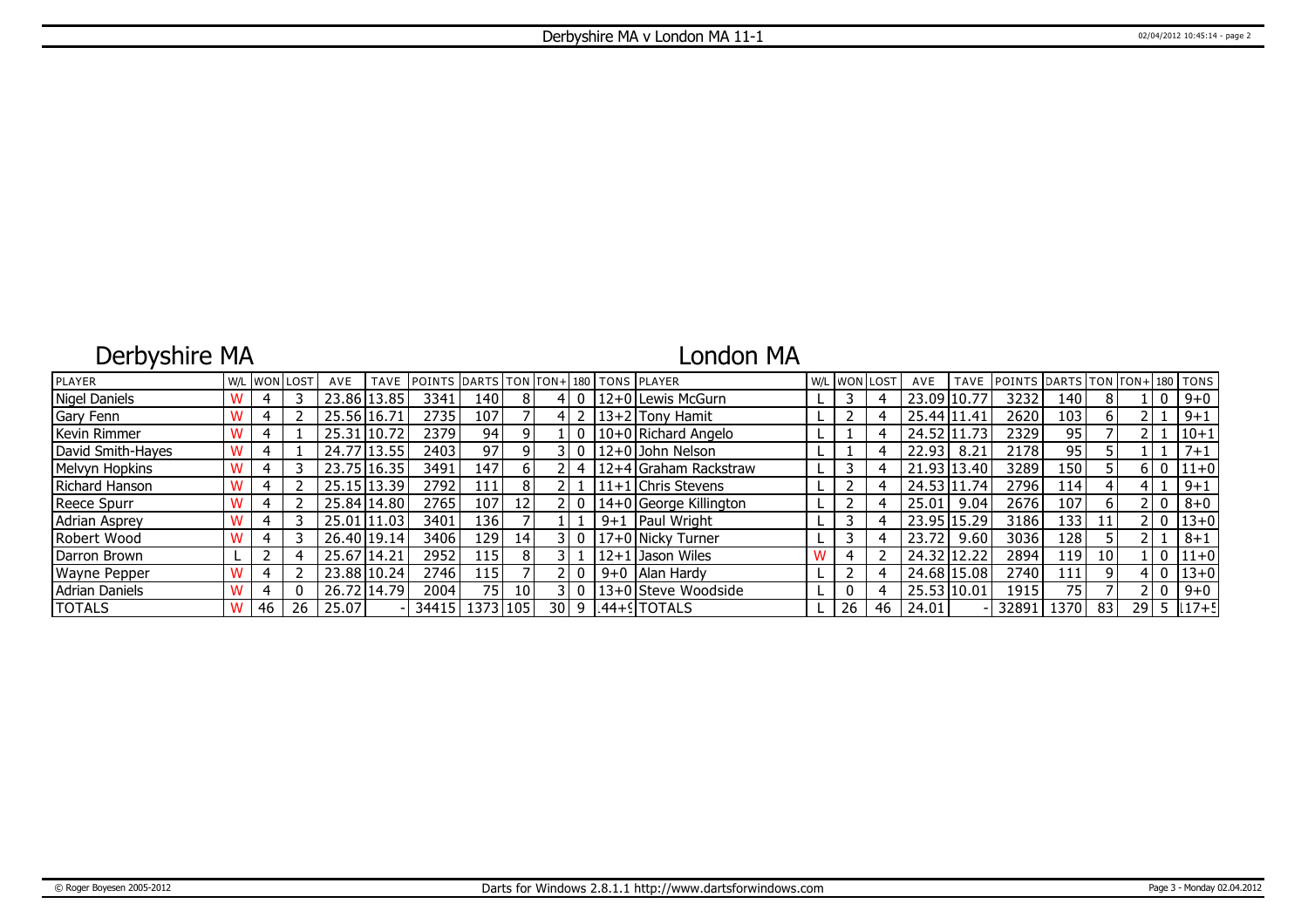# Derbyshire MA v London MA 11-1

## Derbyshire MA

## London MA

| PLAYER | W/L | WON | LOST | AVE | TAVE | POINTS | DARTS | TON | TON+ | 180 | TONS | PLAYER | W/L | WON | LOST | AVE | TAVE | POINTS | DARTS | TON | TON+ | 180 | TONS |
|---|---|---|---|---|---|---|---|---|---|---|---|---|---|---|---|---|---|---|---|---|---|---|---|
| Nigel Daniels | W | 4 | 3 | 23.86 | 13.85 | 3341 | 140 | 8 | 4 | 0 | 12+0 | Lewis McGurn | L | 3 | 4 | 23.09 | 10.77 | 3232 | 140 | 8 | 1 | 0 | 9+0 |
| Gary Fenn | W | 4 | 2 | 25.56 | 16.71 | 2735 | 107 | 7 | 4 | 2 | 13+2 | Tony Hamit | L | 2 | 4 | 25.44 | 11.41 | 2620 | 103 | 6 | 2 | 1 | 9+1 |
| Kevin Rimmer | W | 4 | 1 | 25.31 | 10.72 | 2379 | 94 | 9 | 1 | 0 | 10+0 | Richard Angelo | L | 1 | 4 | 24.52 | 11.73 | 2329 | 95 | 7 | 2 | 1 | 10+1 |
| David Smith-Hayes | W | 4 | 1 | 24.77 | 13.55 | 2403 | 97 | 9 | 3 | 0 | 12+0 | John Nelson | L | 1 | 4 | 22.93 | 8.21 | 2178 | 95 | 5 | 1 | 1 | 7+1 |
| Melvyn Hopkins | W | 4 | 3 | 23.75 | 16.35 | 3491 | 147 | 6 | 2 | 4 | 12+4 | Graham Rackstraw | L | 3 | 4 | 21.93 | 13.40 | 3289 | 150 | 5 | 6 | 0 | 11+0 |
| Richard Hanson | W | 4 | 2 | 25.15 | 13.39 | 2792 | 111 | 8 | 2 | 1 | 11+1 | Chris Stevens | L | 2 | 4 | 24.53 | 11.74 | 2796 | 114 | 4 | 4 | 1 | 9+1 |
| Reece Spurr | W | 4 | 2 | 25.84 | 14.80 | 2765 | 107 | 12 | 2 | 0 | 14+0 | George Killington | L | 2 | 4 | 25.01 | 9.04 | 2676 | 107 | 6 | 2 | 0 | 8+0 |
| Adrian Asprey | W | 4 | 3 | 25.01 | 11.03 | 3401 | 136 | 7 | 1 | 1 | 9+1 | Paul Wright | L | 3 | 4 | 23.95 | 15.29 | 3186 | 133 | 11 | 2 | 0 | 13+0 |
| Robert Wood | W | 4 | 3 | 26.40 | 19.14 | 3406 | 129 | 14 | 3 | 0 | 17+0 | Nicky Turner | L | 3 | 4 | 23.72 | 9.60 | 3036 | 128 | 5 | 2 | 1 | 8+1 |
| Darron Brown | L | 2 | 4 | 25.67 | 14.21 | 2952 | 115 | 8 | 3 | 1 | 12+1 | Jason Wiles | W | 4 | 2 | 24.32 | 12.22 | 2894 | 119 | 10 | 1 | 0 | 11+0 |
| Wayne Pepper | W | 4 | 2 | 23.88 | 10.24 | 2746 | 115 | 7 | 2 | 0 | 9+0 | Alan Hardy | L | 2 | 4 | 24.68 | 15.08 | 2740 | 111 | 9 | 4 | 0 | 13+0 |
| Adrian Daniels | W | 4 | 0 | 26.72 | 14.79 | 2004 | 75 | 10 | 3 | 0 | 13+0 | Steve Woodside | L | 0 | 4 | 25.53 | 10.01 | 1915 | 75 | 7 | 2 | 0 | 9+0 |
| TOTALS | W | 46 | 26 | 25.07 | - | 34415 | 1373 | 105 | 30 | 9 | 144+9 | TOTALS | L | 26 | 46 | 24.01 | - | 32891 | 1370 | 83 | 29 | 5 | 117+5 |

© Roger Boyesen 2005-2012 — Darts for Windows 2.8.1.1 http://www.dartsforwindows.com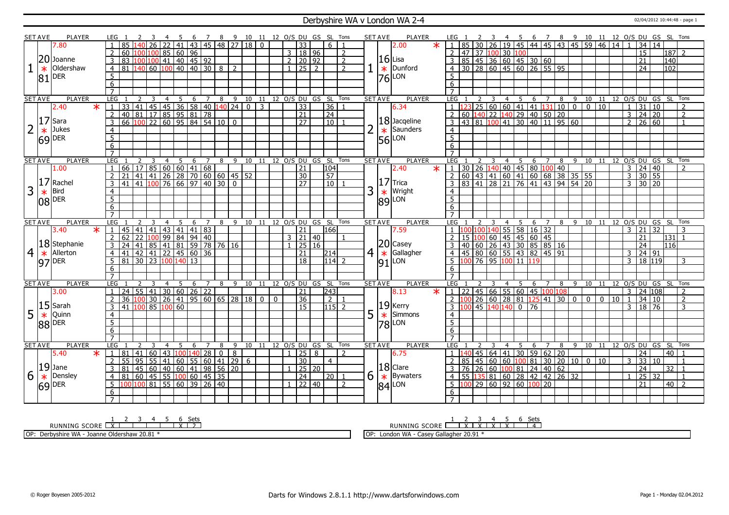# Derbyshire WA v London WA 2-4

02/04/2012 10:44:48 - page 1

## Set 1

| SET AVE | PLAYER | LEG | 1 | 2 | 3 | 4 | 5 | 6 | 7 | 8 | 9 | 10 | 11 | 12 | O/S | DU | GS | SL | Tons |
|---|---|---|---|---|---|---|---|---|---|---|---|---|---|---|---|---|---|---|---|
| 20.81 | Joanne Oldershaw DER (7.80) * | 1 | 85 | 140 | 26 | 22 | 41 | 43 | 45 | 48 | 27 | 18 | 0 | | | 33 | | 6 | 1 |
| | | 2 | 60 | 100 | 100 | 85 | 60 | 96 | | | | | | | 3 | 18 | 96 | | 2 |
| | | 3 | 83 | 100 | 100 | 41 | 40 | 45 | 92 | | | | | | 2 | 20 | 92 | | 2 |
| | | 4 | 81 | 140 | 60 | 100 | 40 | 40 | 30 | 8 | 2 | | | | 1 | 25 | 2 | | 2 |

| SET AVE | PLAYER | LEG | 1 | 2 | 3 | 4 | 5 | 6 | 7 | 8 | 9 | 10 | 11 | 12 | O/S | DU | GS | SL | Tons |
|---|---|---|---|---|---|---|---|---|---|---|---|---|---|---|---|---|---|---|---|
| 16.76 | Lisa Dunford LON (2.00) * | 1 | 85 | 30 | 26 | 19 | 45 | 44 | 45 | 43 | 45 | 59 | 46 | 14 | 1 | 34 | 14 | | |
| | | 2 | 47 | 37 | 100 | 30 | 100 | | | | | | | | | 15 | | 187 | 2 |
| | | 3 | 85 | 45 | 36 | 60 | 45 | 30 | 60 | | | | | | | 21 | | 140 | |
| | | 4 | 30 | 28 | 60 | 45 | 60 | 26 | 55 | 95 | | | | | | 24 | | 102 | |

## Set 2

| SET AVE | PLAYER | LEG | 1 | 2 | 3 | 4 | 5 | 6 | 7 | 8 | 9 | 10 | 11 | 12 | O/S | DU | GS | SL | Tons |
|---|---|---|---|---|---|---|---|---|---|---|---|---|---|---|---|---|---|---|---|
| 17.69 | Sara Jukes DER (2.40) * | 1 | 33 | 41 | 45 | 45 | 36 | 58 | 40 | 140 | 24 | 0 | 3 | | | 33 | | 36 | 1 |
| | | 2 | 40 | 81 | 17 | 85 | 95 | 81 | 78 | | | | | | | 21 | | 24 | |
| | | 3 | 66 | 100 | 22 | 60 | 95 | 84 | 54 | 10 | 0 | | | | | 27 | | 10 | 1 |

| SET AVE | PLAYER | LEG | 1 | 2 | 3 | 4 | 5 | 6 | 7 | 8 | 9 | 10 | 11 | 12 | O/S | DU | GS | SL | Tons |
|---|---|---|---|---|---|---|---|---|---|---|---|---|---|---|---|---|---|---|---|
| 18.56 | Jacqeline Saunders LON (6.34) * | 1 | 123 | 25 | 60 | 60 | 41 | 41 | 131 | 10 | 0 | 0 | 10 | | 1 | 31 | 10 | | 2 |
| | | 2 | 60 | 140 | 22 | 140 | 29 | 40 | 50 | 20 | | | | | 3 | 24 | 20 | | 2 |
| | | 3 | 43 | 81 | 100 | 41 | 30 | 40 | 11 | 95 | 60 | | | | 2 | 26 | 60 | | 1 |

## Set 3

| SET AVE | PLAYER | LEG | 1 | 2 | 3 | 4 | 5 | 6 | 7 | 8 | 9 | 10 | 11 | 12 | O/S | DU | GS | SL | Tons |
|---|---|---|---|---|---|---|---|---|---|---|---|---|---|---|---|---|---|---|---|
| 17.08 | Rachel Bird DER (1.00) * | 1 | 66 | 17 | 85 | 60 | 60 | 41 | 68 | | | | | | | 21 | | 104 | |
| | | 2 | 21 | 41 | 41 | 26 | 28 | 70 | 60 | 60 | 45 | 52 | | | | 30 | | 57 | |
| | | 3 | 41 | 41 | 100 | 76 | 66 | 97 | 40 | 30 | 0 | | | | | 27 | | 10 | 1 |

| SET AVE | PLAYER | LEG | 1 | 2 | 3 | 4 | 5 | 6 | 7 | 8 | 9 | 10 | 11 | 12 | O/S | DU | GS | SL | Tons |
|---|---|---|---|---|---|---|---|---|---|---|---|---|---|---|---|---|---|---|---|
| 17.89 | Trica Wright LON (2.40) * | 1 | 30 | 26 | 140 | 40 | 45 | 80 | 100 | 40 | | | | | 3 | 24 | 40 | | 2 |
| | | 2 | 60 | 43 | 41 | 60 | 41 | 60 | 68 | 38 | 35 | 55 | | | 3 | 30 | 55 | | |
| | | 3 | 83 | 41 | 28 | 21 | 76 | 41 | 43 | 94 | 54 | 20 | | | 3 | 30 | 20 | | |

## Set 4

| SET AVE | PLAYER | LEG | 1 | 2 | 3 | 4 | 5 | 6 | 7 | 8 | 9 | 10 | 11 | 12 | O/S | DU | GS | SL | Tons |
|---|---|---|---|---|---|---|---|---|---|---|---|---|---|---|---|---|---|---|---|
| 18.97 | Stephanie Allerton DER (3.40) * | 1 | 45 | 41 | 41 | 43 | 41 | 41 | 83 | | | | | | | 21 | | 166 | |
| | | 2 | 62 | 22 | 100 | 99 | 84 | 94 | 40 | | | | | | 3 | 21 | 40 | | 1 |
| | | 3 | 24 | 41 | 85 | 41 | 81 | 59 | 78 | 76 | 16 | | | | 1 | 25 | 16 | | |
| | | 4 | 41 | 42 | 41 | 22 | 45 | 60 | 36 | | | | | | | 21 | | 214 | |
| | | 5 | 81 | 30 | 23 | 100 | 140 | 13 | | | | | | | | 18 | | 114 | 2 |

| SET AVE | PLAYER | LEG | 1 | 2 | 3 | 4 | 5 | 6 | 7 | 8 | 9 | 10 | 11 | 12 | O/S | DU | GS | SL | Tons |
|---|---|---|---|---|---|---|---|---|---|---|---|---|---|---|---|---|---|---|---|
| 20.91 | Casey Gallagher LON (7.59) * | 1 | 100 | 100 | 140 | 55 | 58 | 16 | 32 | | | | | | 3 | 21 | 32 | | 3 |
| | | 2 | 15 | 100 | 60 | 45 | 45 | 60 | 45 | | | | | | | 21 | | 131 | 1 |
| | | 3 | 40 | 60 | 26 | 43 | 30 | 85 | 85 | 16 | | | | | | 24 | | 116 | |
| | | 4 | 45 | 80 | 60 | 55 | 43 | 82 | 45 | 91 | | | | | 3 | 24 | 91 | | |
| | | 5 | 100 | 76 | 95 | 100 | 11 | 119 | | | | | | | 3 | 18 | 119 | | 3 |

## Set 5

| SET AVE | PLAYER | LEG | 1 | 2 | 3 | 4 | 5 | 6 | 7 | 8 | 9 | 10 | 11 | 12 | O/S | DU | GS | SL | Tons |
|---|---|---|---|---|---|---|---|---|---|---|---|---|---|---|---|---|---|---|---|
| 15.88 | Sarah Quinn DER (3.00) * | 1 | 24 | 55 | 41 | 30 | 60 | 26 | 22 | | | | | | | 21 | | 243 | |
| | | 2 | 36 | 100 | 30 | 26 | 41 | 95 | 60 | 65 | 28 | 18 | 0 | 0 | | 36 | | 2 | 1 |
| | | 3 | 41 | 100 | 85 | 100 | 60 | | | | | | | | | 15 | | 115 | 2 |

| SET AVE | PLAYER | LEG | 1 | 2 | 3 | 4 | 5 | 6 | 7 | 8 | 9 | 10 | 11 | 12 | O/S | DU | GS | SL | Tons |
|---|---|---|---|---|---|---|---|---|---|---|---|---|---|---|---|---|---|---|---|
| 19.78 | Kerry Simmons LON (8.13) * | 1 | 22 | 45 | 66 | 55 | 60 | 45 | 100 | 108 | | | | | 3 | 24 | 108 | | 2 |
| | | 2 | 100 | 26 | 60 | 28 | 81 | 125 | 41 | 30 | 0 | 0 | 0 | 10 | 1 | 34 | 10 | | 2 |
| | | 3 | 100 | 45 | 140 | 140 | 0 | 76 | | | | | | | 3 | 18 | 76 | | 3 |

## Set 6

| SET AVE | PLAYER | LEG | 1 | 2 | 3 | 4 | 5 | 6 | 7 | 8 | 9 | 10 | 11 | 12 | O/S | DU | GS | SL | Tons |
|---|---|---|---|---|---|---|---|---|---|---|---|---|---|---|---|---|---|---|---|
| 19.69 | Jane Densley DER (5.40) * | 1 | 81 | 41 | 60 | 43 | 100 | 140 | 28 | 0 | 8 | | | | 1 | 25 | 8 | | 2 |
| | | 2 | 55 | 95 | 55 | 41 | 60 | 55 | 60 | 41 | 29 | 6 | | | | 30 | | 4 | |
| | | 3 | 81 | 45 | 60 | 40 | 60 | 41 | 98 | 56 | 20 | | | | 1 | 25 | 20 | | |
| | | 4 | 81 | 60 | 45 | 55 | 100 | 60 | 45 | 35 | | | | | | 24 | | 20 | 1 |
| | | 5 | 100 | 100 | 81 | 55 | 60 | 39 | 26 | 40 | | | | | 1 | 22 | 40 | | 2 |

| SET AVE | PLAYER | LEG | 1 | 2 | 3 | 4 | 5 | 6 | 7 | 8 | 9 | 10 | 11 | 12 | O/S | DU | GS | SL | Tons |
|---|---|---|---|---|---|---|---|---|---|---|---|---|---|---|---|---|---|---|---|
| 18.84 | Clare Bywaters LON (6.75) * | 1 | 140 | 45 | 64 | 41 | 30 | 59 | 62 | 20 | | | | | | 24 | | 40 | 1 |
| | | 2 | 85 | 45 | 60 | 60 | 100 | 81 | 30 | 20 | 10 | 0 | 10 | | 3 | 33 | 10 | | 1 |
| | | 3 | 76 | 26 | 60 | 100 | 81 | 24 | 40 | 62 | | | | | | 24 | | 32 | 1 |
| | | 4 | 55 | 135 | 81 | 60 | 28 | 42 | 42 | 26 | 32 | | | | 1 | 25 | 32 | | 1 |
| | | 5 | 100 | 29 | 60 | 92 | 60 | 100 | 20 | | | | | | | 21 | | 40 | 2 |

| RUNNING SCORE | 1 | 2 | 3 | 4 | 5 | 6 | Sets |
|---|---|---|---|---|---|---|---|
| Derbyshire WA | X | | | | | X | 2 |
| London WA | | X | X | X | X | | 4 |

OP: Derbyshire WA - Joanne Oldershaw 20.81 *

OP: London WA - Casey Gallagher 20.91 *

© Roger Boyesen 2005-2012 — Darts for Windows 2.8.1.1 http://www.dartsforwindows.com — Page 1 - Monday 02.04.2012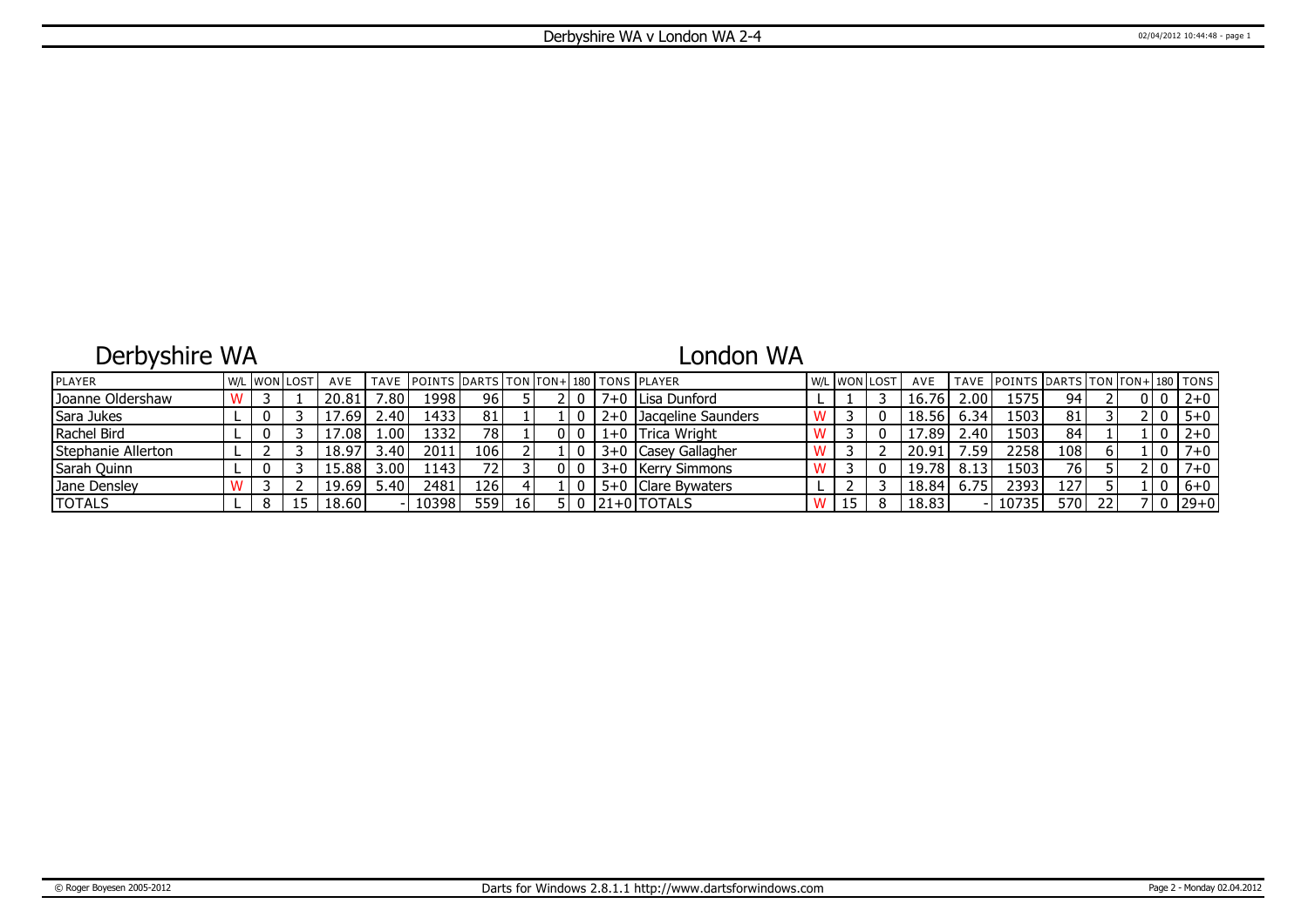# Derbyshire WA v London WA 2-4

## Derbyshire WA

| PLAYER | W/L | WON | LOST | AVE | TAVE | POINTS | DARTS | TON | TON+ | 180 | TONS |
|---|---|---|---|---|---|---|---|---|---|---|---|
| Joanne Oldershaw | W | 3 | 1 | 20.81 | 7.80 | 1998 | 96 | 5 | 2 | 0 | 7+0 |
| Sara Jukes | L | 0 | 3 | 17.69 | 2.40 | 1433 | 81 | 1 | 1 | 0 | 2+0 |
| Rachel Bird | L | 0 | 3 | 17.08 | 1.00 | 1332 | 78 | 1 | 0 | 0 | 1+0 |
| Stephanie Allerton | L | 2 | 3 | 18.97 | 3.40 | 2011 | 106 | 2 | 1 | 0 | 3+0 |
| Sarah Quinn | L | 0 | 3 | 15.88 | 3.00 | 1143 | 72 | 3 | 0 | 0 | 3+0 |
| Jane Densley | W | 3 | 2 | 19.69 | 5.40 | 2481 | 126 | 4 | 1 | 0 | 5+0 |
| TOTALS | L | 8 | 15 | 18.60 | - | 10398 | 559 | 16 | 5 | 0 | 21+0 |

## London WA

| PLAYER | W/L | WON | LOST | AVE | TAVE | POINTS | DARTS | TON | TON+ | 180 | TONS |
|---|---|---|---|---|---|---|---|---|---|---|---|
| Lisa Dunford | L | 1 | 3 | 16.76 | 2.00 | 1575 | 94 | 2 | 0 | 0 | 2+0 |
| Jacqeline Saunders | W | 3 | 0 | 18.56 | 6.34 | 1503 | 81 | 3 | 2 | 0 | 5+0 |
| Trica Wright | W | 3 | 0 | 17.89 | 2.40 | 1503 | 84 | 1 | 1 | 0 | 2+0 |
| Casey Gallagher | W | 3 | 2 | 20.91 | 7.59 | 2258 | 108 | 6 | 1 | 0 | 7+0 |
| Kerry Simmons | W | 3 | 0 | 19.78 | 8.13 | 1503 | 76 | 5 | 2 | 0 | 7+0 |
| Clare Bywaters | L | 2 | 3 | 18.84 | 6.75 | 2393 | 127 | 5 | 1 | 0 | 6+0 |
| TOTALS | W | 15 | 8 | 18.83 | - | 10735 | 570 | 22 | 7 | 0 | 29+0 |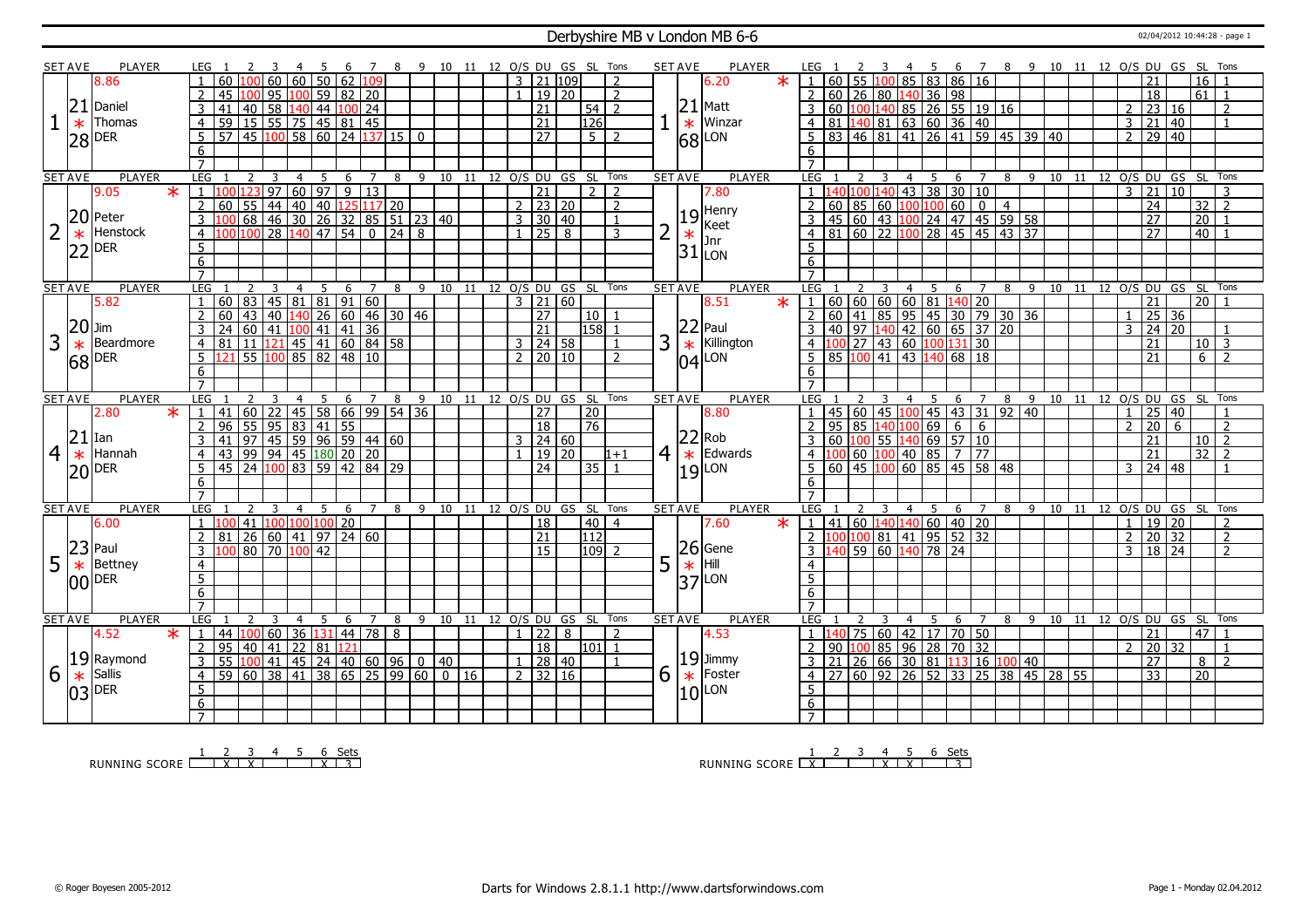# Derbyshire MB v London MB 6-6

02/04/2012 10:44:28 - page 1

| SET | AVE | PLAYER | LEG | 1 | 2 | 3 | 4 | 5 | 6 | 7 | 8 | 9 | 10 | 11 | 12 | O/S | DU | GS | SL | Tons | SET | AVE | PLAYER | LEG | 1 | 2 | 3 | 4 | 5 | 6 | 7 | 8 | 9 | 10 | 11 | 12 | O/S | DU | GS | SL | Tons |
|---|---|---|---|---|---|---|---|---|---|---|---|---|---|---|---|---|---|---|---|---|---|---|---|---|---|---|---|---|---|---|---|---|---|---|---|---|---|---|---|---|---|
| 1 | 8.86 21 * 28 | Daniel Thomas DER | 1 | 60 | 100 | 60 | 60 | 50 | 62 | 109 | | | | | | 3 | 21 | 109 | | 2 | 1 | 6.20 * 21 * 68 | Matt Winzar LON | 1 | 60 | 55 | 100 | 85 | 83 | 86 | 16 | | | | | | | 21 | | 16 | 1 |
| | | | 2 | 45 | 100 | 95 | 100 | 59 | 82 | 20 | | | | | | 1 | 19 | 20 | | 2 | | | | 2 | 60 | 26 | 80 | 140 | 36 | 98 | | | | | | | | 18 | | 61 | 1 |
| | | | 3 | 41 | 40 | 58 | 140 | 44 | 100 | 24 | | | | | | | 21 | | 54 | 2 | | | | 3 | 60 | 100 | 140 | 85 | 26 | 55 | 19 | 16 | | | | | 2 | 23 | 16 | | 2 |
| | | | 4 | 59 | 15 | 55 | 75 | 45 | 81 | 45 | | | | | | | 21 | | 126 | | | | | 4 | 81 | 140 | 81 | 63 | 60 | 36 | 40 | | | | | | 3 | 21 | 40 | | 1 |
| | | | 5 | 57 | 45 | 100 | 58 | 60 | 24 | 137 | 15 | 0 | | | | | 27 | | 5 | 2 | | | | 5 | 83 | 46 | 81 | 41 | 26 | 41 | 59 | 45 | 39 | 40 | | | 2 | 29 | 40 | | |
| | | | 6 | | | | | | | | | | | | | | | | | | | | | 6 | | | | | | | | | | | | | | | | | |
| | | | 7 | | | | | | | | | | | | | | | | | | | | | 7 | | | | | | | | | | | | | | | | | |
| 2 | 9.05 * 20 * 22 | Peter Henstock DER | 1 | 100 | 123 | 97 | 60 | 97 | 9 | 13 | | | | | | | 21 | | 2 | 2 | 2 | 7.80 19 * 31 | Henry Keet Jnr LON | 1 | 140 | 100 | 140 | 43 | 38 | 30 | 10 | | | | | | 3 | 21 | 10 | | 3 |
| | | | 2 | 60 | 55 | 44 | 40 | 40 | 125 | 117 | 20 | | | | | 2 | 23 | 20 | | 2 | | | | 2 | 60 | 85 | 60 | 100 | 100 | 60 | 0 | 4 | | | | | | 24 | | 32 | 2 |
| | | | 3 | 100 | 68 | 46 | 30 | 26 | 32 | 85 | 51 | 23 | 40 | | | 3 | 30 | 40 | | 1 | | | | 3 | 45 | 60 | 43 | 100 | 24 | 47 | 45 | 59 | 58 | | | | | 27 | | 20 | 1 |
| | | | 4 | 100 | 100 | 28 | 140 | 47 | 54 | 0 | 24 | 8 | | | | 1 | 25 | 8 | | 3 | | | | 4 | 81 | 60 | 22 | 100 | 28 | 45 | 45 | 43 | 37 | | | | | 27 | | 40 | 1 |
| | | | 5 | | | | | | | | | | | | | | | | | | | | | 5 | | | | | | | | | | | | | | | | | |
| | | | 6 | | | | | | | | | | | | | | | | | | | | | 6 | | | | | | | | | | | | | | | | | |
| | | | 7 | | | | | | | | | | | | | | | | | | | | | 7 | | | | | | | | | | | | | | | | | |
| 3 | 5.82 20 * 68 | Jim Beardmore DER | 1 | 60 | 83 | 45 | 81 | 81 | 91 | 60 | | | | | | 3 | 21 | 60 | | | 3 | 8.51 * 22 * 04 | Paul Killington LON | 1 | 60 | 60 | 60 | 60 | 81 | 140 | 20 | | | | | | | 21 | | 20 | 1 |
| | | | 2 | 60 | 43 | 40 | 140 | 26 | 60 | 46 | 30 | 46 | | | | | 27 | | 10 | 1 | | | | 2 | 60 | 41 | 85 | 95 | 45 | 30 | 79 | 30 | 36 | | | | 1 | 25 | 36 | | |
| | | | 3 | 24 | 60 | 41 | 100 | 41 | 41 | 36 | | | | | | | 21 | | 158 | 1 | | | | 3 | 40 | 97 | 140 | 42 | 60 | 65 | 37 | 20 | | | | | 3 | 24 | 20 | | 1 |
| | | | 4 | 81 | 11 | 121 | 45 | 41 | 60 | 84 | 58 | | | | | 3 | 24 | 58 | | 1 | | | | 4 | 100 | 27 | 43 | 60 | 100 | 131 | 30 | | | | | | | 21 | | 10 | 3 |
| | | | 5 | 121 | 55 | 100 | 85 | 82 | 48 | 10 | | | | | | 2 | 20 | 10 | | 2 | | | | 5 | 85 | 100 | 41 | 43 | 140 | 68 | 18 | | | | | | | 21 | | 6 | 2 |
| | | | 6 | | | | | | | | | | | | | | | | | | | | | 6 | | | | | | | | | | | | | | | | | |
| | | | 7 | | | | | | | | | | | | | | | | | | | | | 7 | | | | | | | | | | | | | | | | | |
| 4 | 2.80 * 21 * 20 | Ian Hannah DER | 1 | 41 | 60 | 22 | 45 | 58 | 66 | 99 | 54 | 36 | | | | | 27 | | 20 | | 4 | 8.80 22 * 19 | Rob Edwards LON | 1 | 45 | 60 | 45 | 100 | 45 | 43 | 31 | 92 | 40 | | | | 1 | 25 | 40 | | 1 |
| | | | 2 | 96 | 55 | 95 | 83 | 41 | 55 | | | | | | | | 18 | | 76 | | | | | 2 | 95 | 85 | 140 | 100 | 69 | 6 | 6 | | | | | | 2 | 20 | 6 | | 2 |
| | | | 3 | 41 | 97 | 45 | 59 | 96 | 59 | 44 | 60 | | | | | 3 | 24 | 60 | | | | | | 3 | 60 | 100 | 55 | 140 | 69 | 57 | 10 | | | | | | | 21 | | 10 | 2 |
| | | | 4 | 43 | 99 | 94 | 45 | 180 | 20 | 20 | | | | | | 1 | 19 | 20 | | 1+1 | | | | 4 | 100 | 60 | 100 | 40 | 85 | 7 | 77 | | | | | | | 21 | | 32 | 2 |
| | | | 5 | 45 | 24 | 100 | 83 | 59 | 42 | 84 | 29 | | | | | | 24 | | 35 | 1 | | | | 5 | 60 | 45 | 100 | 60 | 85 | 45 | 58 | 48 | | | | | 3 | 24 | 48 | | 1 |
| | | | 6 | | | | | | | | | | | | | | | | | | | | | 6 | | | | | | | | | | | | | | | | | |
| | | | 7 | | | | | | | | | | | | | | | | | | | | | 7 | | | | | | | | | | | | | | | | | |
| 5 | 6.00 23 * 00 | Paul Bettney DER | 1 | 100 | 41 | 100 | 100 | 100 | 20 | | | | | | | | 18 | | 40 | 4 | 5 | 7.60 * 26 * 37 | Gene Hill LON | 1 | 41 | 60 | 140 | 140 | 60 | 40 | 20 | | | | | | 1 | 19 | 20 | | 2 |
| | | | 2 | 81 | 26 | 60 | 41 | 97 | 24 | 60 | | | | | | | 21 | | 112 | | | | | 2 | 100 | 100 | 81 | 41 | 95 | 52 | 32 | | | | | | 2 | 20 | 32 | | 2 |
| | | | 3 | 100 | 80 | 70 | 100 | 42 | | | | | | | | | 15 | | 109 | 2 | | | | 3 | 140 | 59 | 60 | 140 | 78 | 24 | | | | | | | 3 | 18 | 24 | | 2 |
| | | | 4 | | | | | | | | | | | | | | | | | | | | | 4 | | | | | | | | | | | | | | | | | |
| | | | 5 | | | | | | | | | | | | | | | | | | | | | 5 | | | | | | | | | | | | | | | | | |
| | | | 6 | | | | | | | | | | | | | | | | | | | | | 6 | | | | | | | | | | | | | | | | | |
| | | | 7 | | | | | | | | | | | | | | | | | | | | | 7 | | | | | | | | | | | | | | | | | |
| 6 | 4.52 * 19 * 03 | Raymond Sallis DER | 1 | 44 | 100 | 60 | 36 | 131 | 44 | 78 | 8 | | | | | 1 | 22 | 8 | | 2 | 6 | 4.53 19 * 10 | Jimmy Foster LON | 1 | 140 | 75 | 60 | 42 | 17 | 70 | 50 | | | | | | | 21 | | 47 | 1 |
| | | | 2 | 95 | 40 | 41 | 22 | 81 | 121 | | | | | | | | 18 | | 101 | 1 | | | | 2 | 90 | 100 | 85 | 96 | 28 | 70 | 32 | | | | | | 2 | 20 | 32 | | 1 |
| | | | 3 | 55 | 100 | 41 | 45 | 24 | 40 | 60 | 96 | 0 | 40 | | | 1 | 28 | 40 | | 1 | | | | 3 | 21 | 26 | 66 | 30 | 81 | 113 | 16 | 100 | 40 | | | | | 27 | | 8 | 2 |
| | | | 4 | 59 | 60 | 38 | 41 | 38 | 65 | 25 | 99 | 60 | 0 | 16 | | 2 | 32 | 16 | | | | | | 4 | 27 | 60 | 92 | 26 | 52 | 33 | 25 | 38 | 45 | 28 | 55 | | | 33 | | 20 | |
| | | | 5 | | | | | | | | | | | | | | | | | | | | | 5 | | | | | | | | | | | | | | | | | |
| | | | 6 | | | | | | | | | | | | | | | | | | | | | 6 | | | | | | | | | | | | | | | | | |
| | | | 7 | | | | | | | | | | | | | | | | | | | | | 7 | | | | | | | | | | | | | | | | | |

RUNNING SCORE (Derbyshire MB)

| 1 | 2 | 3 | 4 | 5 | 6 | Sets |
|---|---|---|---|---|---|---|
| | X | X | | | X | 3 |

RUNNING SCORE (London MB)

| 1 | 2 | 3 | 4 | 5 | 6 | Sets |
|---|---|---|---|---|---|---|
| X | | | X | X | | 3 |

© Roger Boyesen 2005-2012 Darts for Windows 2.8.1.1 http://www.dartsforwindows.com Page 1 - Monday 02.04.2012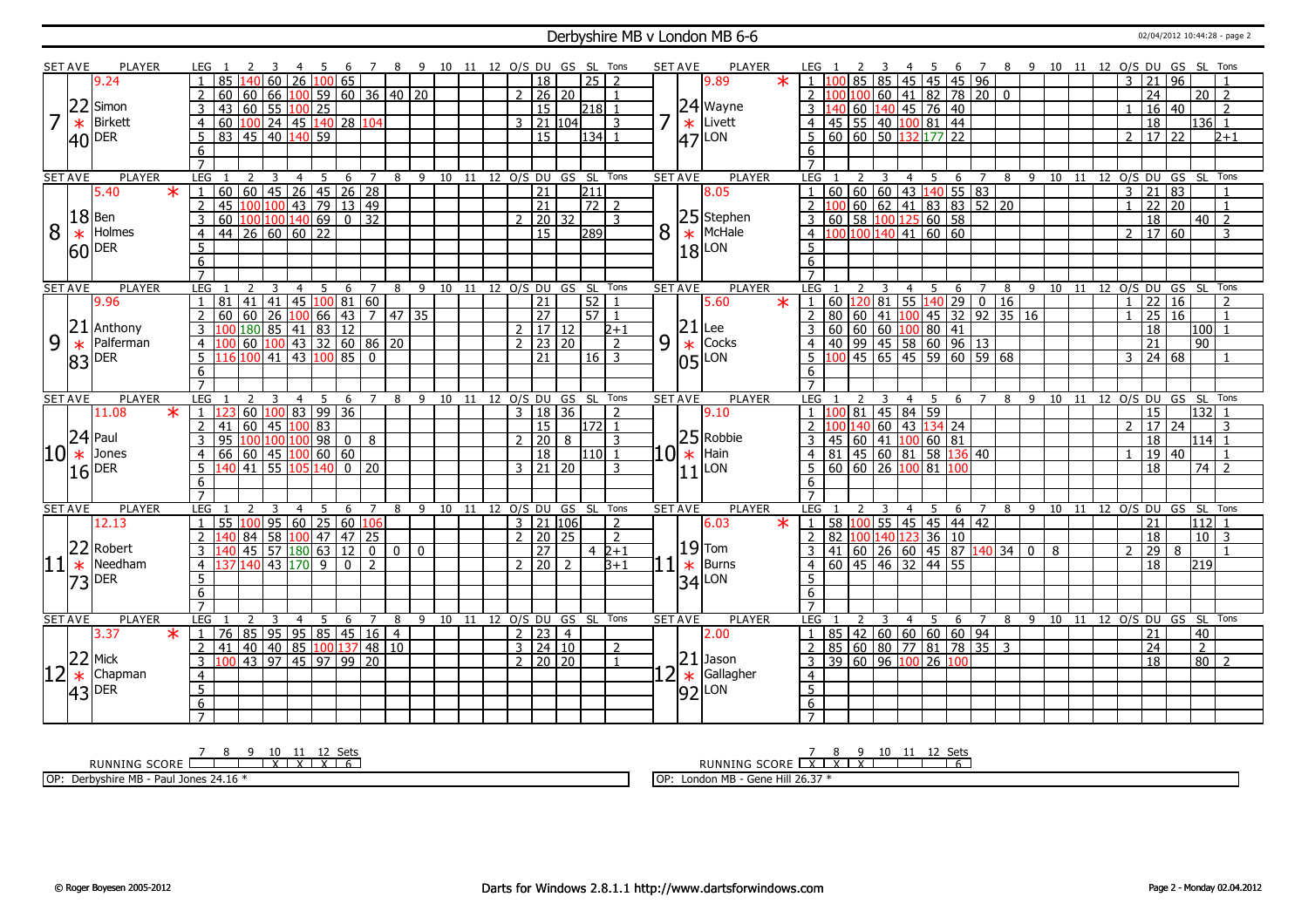# Derbyshire MB v London MB 6-6

02/04/2012 10:44:28 - page 2

| SET | AVE | PLAYER | LEG | 1 | 2 | 3 | 4 | 5 | 6 | 7 | 8 | 9 | 10 | 11 | 12 | O/S | DU | GS | SL | Tons | SET | AVE | PLAYER | LEG | 1 | 2 | 3 | 4 | 5 | 6 | 7 | 8 | 9 | 10 | 11 | 12 | O/S | DU | GS | SL | Tons |
|---|---|---|---|---|---|---|---|---|---|---|---|---|---|---|---|---|---|---|---|---|---|---|---|---|---|---|---|---|---|---|---|---|---|---|---|---|---|---|---|---|---|
| 7 | 9.24 / 22 / 40 | Simon Birkett DER | 1 | 85 | 140 | 60 | 26 | 100 | 65 | | | | | | | | 18 | | 25 | 2 | 7 | 9.89 * / 24 / 47 | Wayne Livett LON | 1 | 100 | 85 | 85 | 45 | 45 | 45 | 96 | | | | | | 3 | 21 | 96 | | 1 |
| | | | 2 | 60 | 60 | 66 | 100 | 59 | 60 | 36 | 40 | 20 | | | | 2 | 26 | 20 | | 1 | | | | 2 | 100 | 100 | 60 | 41 | 82 | 78 | 20 | 0 | | | | | | 24 | | 20 | 2 |
| | | | 3 | 43 | 60 | 55 | 100 | 25 | | | | | | | | | 15 | | 218 | 1 | | | | 3 | 140 | 60 | 140 | 45 | 76 | 40 | | | | | | | 1 | 16 | 40 | | 2 |
| | | | 4 | 60 | 100 | 24 | 45 | 140 | 28 | 104 | | | | | | 3 | 21 | 104 | | 3 | | | | 4 | 45 | 55 | 40 | 100 | 81 | 44 | | | | | | | | 18 | | 136 | 1 |
| | | | 5 | 83 | 45 | 40 | 140 | 59 | | | | | | | | | 15 | | 134 | 1 | | | | 5 | 60 | 60 | 50 | 132 | 177 | 22 | | | | | | | 2 | 17 | 22 | | 2+1 |
| 8 | 5.40 * / 18 / 60 | Ben Holmes DER | 1 | 60 | 60 | 45 | 26 | 45 | 26 | 28 | | | | | | | 21 | | 211 | | 8 | 8.05 / 25 / 18 | Stephen McHale LON | 1 | 60 | 60 | 60 | 43 | 140 | 55 | 83 | | | | | | 3 | 21 | 83 | | 1 |
| | | | 2 | 45 | 100 | 100 | 43 | 79 | 13 | 49 | | | | | | | 21 | | 72 | 2 | | | | 2 | 100 | 60 | 62 | 41 | 83 | 83 | 52 | 20 | | | | | 1 | 22 | 20 | | 1 |
| | | | 3 | 60 | 100 | 100 | 140 | 69 | 0 | 32 | | | | | | 2 | 20 | 32 | | 3 | | | | 3 | 60 | 58 | 100 | 125 | 60 | 58 | | | | | | | | 18 | | 40 | 2 |
| | | | 4 | 44 | 26 | 60 | 60 | 22 | | | | | | | | | 15 | | 289 | | | | | 4 | 100 | 100 | 140 | 41 | 60 | 60 | | | | | | | 2 | 17 | 60 | | 3 |
| 9 | 9.96 / 21 / 83 | Anthony Palferman DER | 1 | 81 | 41 | 41 | 45 | 100 | 81 | 60 | | | | | | | 21 | | 52 | 1 | 9 | 5.60 * / 21 / 05 | Lee Cocks LON | 1 | 60 | 120 | 81 | 55 | 140 | 29 | 0 | 16 | | | | | 1 | 22 | 16 | | 2 |
| | | | 2 | 60 | 60 | 26 | 100 | 66 | 43 | 7 | 47 | 35 | | | | | 27 | | 57 | 1 | | | | 2 | 80 | 60 | 41 | 100 | 45 | 32 | 92 | 35 | 16 | | | | 1 | 25 | 16 | | 1 |
| | | | 3 | 100 | 180 | 85 | 41 | 83 | 12 | | | | | | | 2 | 17 | 12 | | 2+1 | | | | 3 | 60 | 60 | 60 | 100 | 80 | 41 | | | | | | | | 18 | | 100 | 1 |
| | | | 4 | 100 | 60 | 100 | 43 | 32 | 60 | 86 | 20 | | | | | 2 | 23 | 20 | | 2 | | | | 4 | 40 | 99 | 45 | 58 | 60 | 96 | 13 | | | | | | | 21 | | 90 | |
| | | | 5 | 116 | 100 | 41 | 43 | 100 | 85 | 0 | | | | | | | 21 | | 16 | 3 | | | | 5 | 100 | 45 | 65 | 45 | 59 | 60 | 59 | 68 | | | | | 3 | 24 | 68 | | 1 |
| 10 | 11.08 * / 24 / 16 | Paul Jones DER | 1 | 123 | 60 | 100 | 83 | 99 | 36 | | | | | | | 3 | 18 | 36 | | 2 | 10 | 9.10 / 25 / 11 | Robbie Hain LON | 1 | 100 | 81 | 45 | 84 | 59 | | | | | | | | | 15 | | 132 | 1 |
| | | | 2 | 41 | 60 | 45 | 100 | 83 | | | | | | | | | 15 | | 172 | 1 | | | | 2 | 100 | 140 | 60 | 43 | 134 | 24 | | | | | | | 2 | 17 | 24 | | 3 |
| | | | 3 | 95 | 100 | 100 | 100 | 98 | 0 | 8 | | | | | | 2 | 20 | 8 | | 3 | | | | 3 | 45 | 60 | 41 | 100 | 60 | 81 | | | | | | | | 18 | | 114 | 1 |
| | | | 4 | 66 | 60 | 45 | 100 | 60 | 60 | | | | | | | | 18 | | 110 | 1 | | | | 4 | 81 | 45 | 60 | 81 | 58 | 136 | 40 | | | | | | 1 | 19 | 40 | | 1 |
| | | | 5 | 140 | 41 | 55 | 105 | 140 | 0 | 20 | | | | | | 3 | 21 | 20 | | 3 | | | | 5 | 60 | 60 | 26 | 100 | 81 | 100 | | | | | | | | 18 | | 74 | 2 |
| 11 | 12.13 / 22 / 73 | Robert Needham DER | 1 | 55 | 100 | 95 | 60 | 25 | 60 | 106 | | | | | | 3 | 21 | 106 | | 2 | 11 | 6.03 * / 19 / 34 | Tom Burns LON | 1 | 58 | 100 | 55 | 45 | 45 | 44 | 42 | | | | | | | 21 | | 112 | 1 |
| | | | 2 | 140 | 84 | 58 | 100 | 47 | 47 | 25 | | | | | | 2 | 20 | 25 | | 2 | | | | 2 | 82 | 100 | 140 | 123 | 36 | 10 | | | | | | | | 18 | | 10 | 3 |
| | | | 3 | 140 | 45 | 57 | 180 | 63 | 12 | 0 | 0 | 0 | | | | | 27 | | 4 | 2+1 | | | | 3 | 41 | 60 | 26 | 60 | 45 | 87 | 140 | 34 | 0 | 8 | | | 2 | 29 | 8 | | 1 |
| | | | 4 | 137 | 140 | 43 | 170 | 9 | 0 | 2 | | | | | | 2 | 20 | 2 | | 3+1 | | | | 4 | 60 | 45 | 46 | 32 | 44 | 55 | | | | | | | | 18 | | 219 | |
| 12 | 3.37 * / 22 / 43 | Mick Chapman DER | 1 | 76 | 85 | 95 | 95 | 85 | 45 | 16 | 4 | | | | | 2 | 23 | 4 | | | 12 | 2.00 / 21 / 92 | Jason Gallagher LON | 1 | 85 | 42 | 60 | 60 | 60 | 60 | 94 | | | | | | | 21 | | 40 | |
| | | | 2 | 41 | 40 | 40 | 85 | 100 | 137 | 48 | 10 | | | | | 3 | 24 | 10 | | 2 | | | | 2 | 85 | 60 | 80 | 77 | 81 | 78 | 35 | 3 | | | | | | 24 | | 2 | |
| | | | 3 | 100 | 43 | 97 | 45 | 97 | 99 | 20 | | | | | | 2 | 20 | 20 | | 1 | | | | 3 | 39 | 60 | 96 | 100 | 26 | 100 | | | | | | | | 18 | | 80 | 2 |

| RUNNING SCORE | 7 | 8 | 9 | 10 | 11 | 12 | Sets |
|---|---|---|---|---|---|---|---|
| Derbyshire MB | | | | X | X | X | 6 |
| London MB | X | X | X | | | | 6 |

OP: Derbyshire MB - Paul Jones 24.16 *

OP: London MB - Gene Hill 26.37 *

© Roger Boyesen 2005-2012

Darts for Windows 2.8.1.1 http://www.dartsforwindows.com

Page 2 - Monday 02.04.2012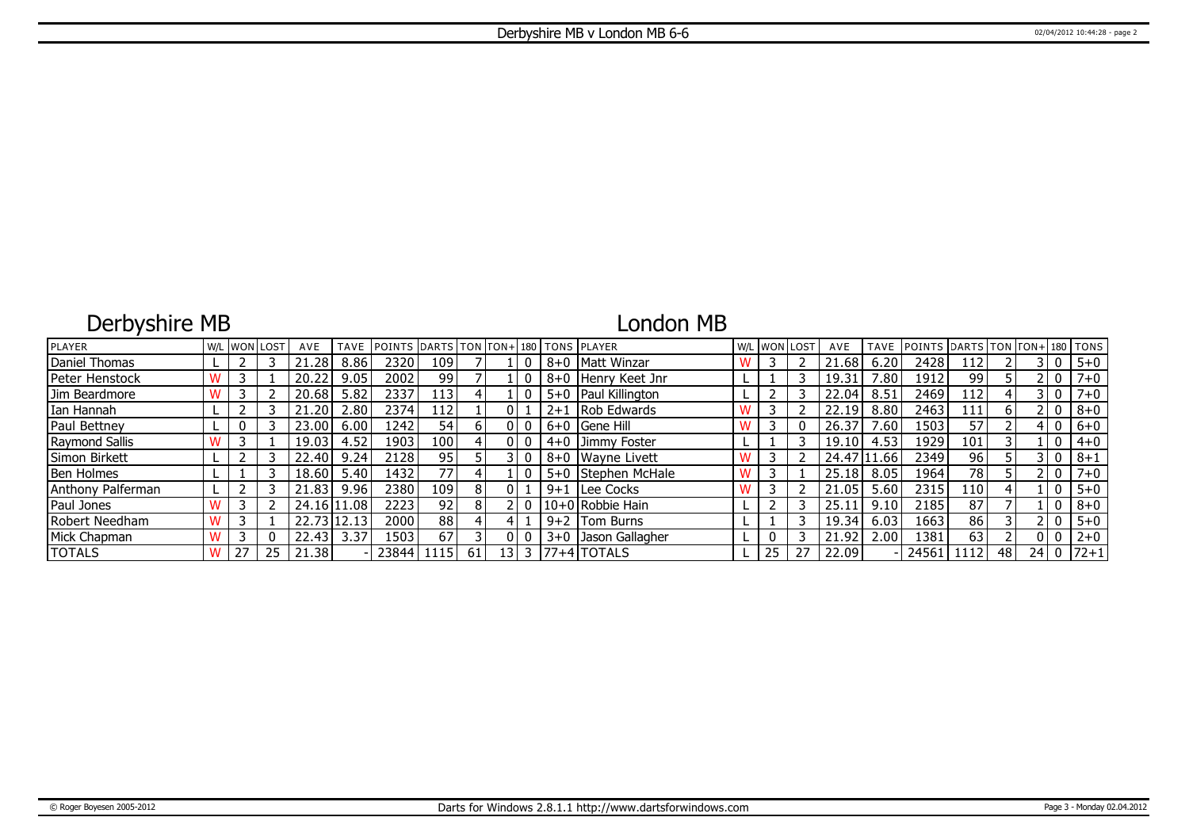# Derbyshire MB v London MB 6-6

## Derbyshire MB

| PLAYER | W/L | WON | LOST | AVE | TAVE | POINTS | DARTS | TON | TON+ | 180 | TONS |
|---|---|---|---|---|---|---|---|---|---|---|---|
| Daniel Thomas | L | 2 | 3 | 21.28 | 8.86 | 2320 | 109 | 7 | 1 | 0 | 8+0 |
| Peter Henstock | W | 3 | 1 | 20.22 | 9.05 | 2002 | 99 | 7 | 1 | 0 | 8+0 |
| Jim Beardmore | W | 3 | 2 | 20.68 | 5.82 | 2337 | 113 | 4 | 1 | 0 | 5+0 |
| Ian Hannah | L | 2 | 3 | 21.20 | 2.80 | 2374 | 112 | 1 | 0 | 1 | 2+1 |
| Paul Bettney | L | 0 | 3 | 23.00 | 6.00 | 1242 | 54 | 6 | 0 | 0 | 6+0 |
| Raymond Sallis | W | 3 | 1 | 19.03 | 4.52 | 1903 | 100 | 4 | 0 | 0 | 4+0 |
| Simon Birkett | L | 2 | 3 | 22.40 | 9.24 | 2128 | 95 | 5 | 3 | 0 | 8+0 |
| Ben Holmes | L | 1 | 3 | 18.60 | 5.40 | 1432 | 77 | 4 | 1 | 0 | 5+0 |
| Anthony Palferman | L | 2 | 3 | 21.83 | 9.96 | 2380 | 109 | 8 | 0 | 1 | 9+1 |
| Paul Jones | W | 3 | 2 | 24.16 | 11.08 | 2223 | 92 | 8 | 2 | 0 | 10+0 |
| Robert Needham | W | 3 | 1 | 22.73 | 12.13 | 2000 | 88 | 4 | 4 | 1 | 9+2 |
| Mick Chapman | W | 3 | 0 | 22.43 | 3.37 | 1503 | 67 | 3 | 0 | 0 | 3+0 |
| TOTALS | W | 27 | 25 | 21.38 | - | 23844 | 1115 | 61 | 13 | 3 | 77+4 |

## London MB

| PLAYER | W/L | WON | LOST | AVE | TAVE | POINTS | DARTS | TON | TON+ | 180 | TONS |
|---|---|---|---|---|---|---|---|---|---|---|---|
| Matt Winzar | W | 3 | 2 | 21.68 | 6.20 | 2428 | 112 | 2 | 3 | 0 | 5+0 |
| Henry Keet Jnr | L | 1 | 3 | 19.31 | 7.80 | 1912 | 99 | 5 | 2 | 0 | 7+0 |
| Paul Killington | L | 2 | 3 | 22.04 | 8.51 | 2469 | 112 | 4 | 3 | 0 | 7+0 |
| Rob Edwards | W | 3 | 2 | 22.19 | 8.80 | 2463 | 111 | 6 | 2 | 0 | 8+0 |
| Gene Hill | W | 3 | 0 | 26.37 | 7.60 | 1503 | 57 | 2 | 4 | 0 | 6+0 |
| Jimmy Foster | L | 1 | 3 | 19.10 | 4.53 | 1929 | 101 | 3 | 1 | 0 | 4+0 |
| Wayne Livett | W | 3 | 2 | 24.47 | 11.66 | 2349 | 96 | 5 | 3 | 0 | 8+1 |
| Stephen McHale | W | 3 | 1 | 25.18 | 8.05 | 1964 | 78 | 5 | 2 | 0 | 7+0 |
| Lee Cocks | W | 3 | 2 | 21.05 | 5.60 | 2315 | 110 | 4 | 1 | 0 | 5+0 |
| Robbie Hain | L | 2 | 3 | 25.11 | 9.10 | 2185 | 87 | 7 | 1 | 0 | 8+0 |
| Tom Burns | L | 1 | 3 | 19.34 | 6.03 | 1663 | 86 | 3 | 2 | 0 | 5+0 |
| Jason Gallagher | L | 0 | 3 | 21.92 | 2.00 | 1381 | 63 | 2 | 0 | 0 | 2+0 |
| TOTALS | L | 25 | 27 | 22.09 | - | 24561 | 1112 | 48 | 24 | 0 | 72+1 |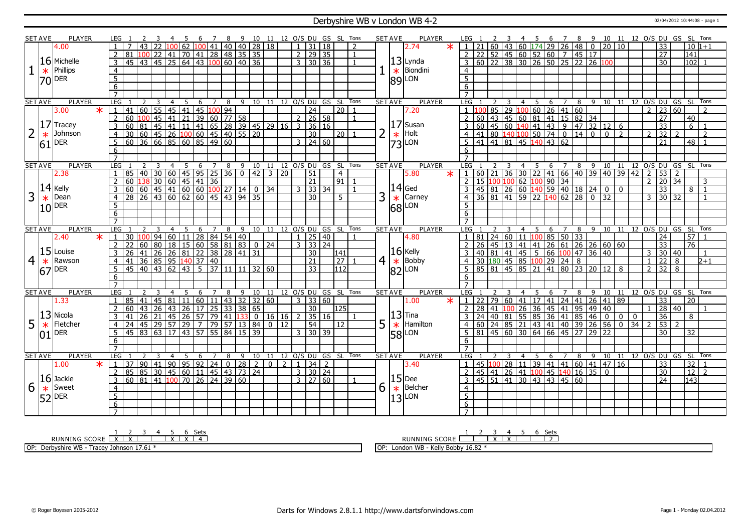# Derbyshire WB v London WB 4-2

02/04/2012 10:44:08 - page 1

## Set 1

| SET AVE | PLAYER | LEG | 1 | 2 | 3 | 4 | 5 | 6 | 7 | 8 | 9 | 10 | 11 | 12 | O/S | DU | GS | SL | Tons |
|---|---|---|---|---|---|---|---|---|---|---|---|---|---|---|---|---|---|---|---|
| 4.00 | | 1 | 7 | 43 | 22 | 100 | 62 | 100 | 41 | 40 | 40 | 28 | 18 | | 1 | 31 | 18 | | 2 |
| 16.70 | Michelle Phillips DER | 2 | 81 | 100 | 22 | 41 | 70 | 41 | 28 | 48 | 35 | 35 | | | 2 | 29 | 35 | | 1 |
| | | 3 | 45 | 43 | 45 | 25 | 64 | 43 | 100 | 60 | 40 | 36 | | | 3 | 30 | 36 | | 1 |

| SET AVE | PLAYER | LEG | 1 | 2 | 3 | 4 | 5 | 6 | 7 | 8 | 9 | 10 | 11 | 12 | O/S | DU | GS | SL | Tons |
|---|---|---|---|---|---|---|---|---|---|---|---|---|---|---|---|---|---|---|---|
| 2.74 * | | 1 | 21 | 60 | 43 | 60 | 174 | 29 | 26 | 48 | 0 | 20 | 10 | | | 33 | | 10 | 1+1 |
| 13.89 | Lynda Biondini LON | 2 | 22 | 52 | 45 | 60 | 52 | 60 | 7 | 45 | 17 | | | | | 27 | | 141 | |
| | | 3 | 60 | 22 | 38 | 30 | 26 | 50 | 25 | 22 | 26 | 100 | | | | 30 | | 102 | 1 |

## Set 2

| SET AVE | PLAYER | LEG | 1 | 2 | 3 | 4 | 5 | 6 | 7 | 8 | 9 | 10 | 11 | 12 | O/S | DU | GS | SL | Tons |
|---|---|---|---|---|---|---|---|---|---|---|---|---|---|---|---|---|---|---|---|
| 3.00 * | | 1 | 41 | 60 | 55 | 45 | 41 | 45 | 100 | 94 | | | | | | 24 | | 20 | 1 |
| 17.61 | Tracey Johnson DER | 2 | 60 | 100 | 45 | 41 | 21 | 39 | 60 | 77 | 58 | | | | 2 | 26 | 58 | | 1 |
| | | 3 | 60 | 81 | 45 | 41 | 11 | 41 | 65 | 28 | 39 | 45 | 29 | 16 | 3 | 36 | 16 | | |
| | | 4 | 30 | 60 | 45 | 26 | 100 | 60 | 45 | 40 | 55 | 20 | | | | 30 | | 20 | 1 |
| | | 5 | 60 | 36 | 66 | 85 | 60 | 85 | 49 | 60 | | | | | 3 | 24 | 60 | | |

| SET AVE | PLAYER | LEG | 1 | 2 | 3 | 4 | 5 | 6 | 7 | 8 | 9 | 10 | 11 | 12 | O/S | DU | GS | SL | Tons |
|---|---|---|---|---|---|---|---|---|---|---|---|---|---|---|---|---|---|---|---|
| 7.20 | | 1 | 100 | 85 | 29 | 100 | 60 | 26 | 41 | 60 | | | | | 2 | 23 | 60 | | 2 |
| 17.73 | Susan Holt LON | 2 | 60 | 43 | 45 | 60 | 81 | 41 | 15 | 82 | 34 | | | | | 27 | | 40 | |
| | | 3 | 60 | 45 | 60 | 140 | 41 | 43 | 9 | 47 | 32 | 12 | 6 | | | 33 | | 6 | 1 |
| | | 4 | 41 | 80 | 140 | 100 | 50 | 74 | 0 | 14 | 0 | 0 | 2 | | 2 | 32 | 2 | | 2 |
| | | 5 | 41 | 41 | 81 | 45 | 140 | 43 | 62 | | | | | | | 21 | | 48 | 1 |

## Set 3

| SET AVE | PLAYER | LEG | 1 | 2 | 3 | 4 | 5 | 6 | 7 | 8 | 9 | 10 | 11 | 12 | O/S | DU | GS | SL | Tons |
|---|---|---|---|---|---|---|---|---|---|---|---|---|---|---|---|---|---|---|---|
| 2.38 | | 1 | 85 | 40 | 30 | 60 | 45 | 95 | 25 | 36 | 0 | 42 | 3 | 20 | | 51 | | 4 | |
| 14.10 | Kelly Dean DER | 2 | 60 | 138 | 30 | 60 | 45 | 41 | 36 | | | | | | | 21 | | 91 | 1 |
| | | 3 | 60 | 60 | 45 | 41 | 60 | 60 | 100 | 27 | 14 | 0 | 34 | | 3 | 33 | 34 | | 1 |
| | | 4 | 28 | 26 | 43 | 60 | 62 | 60 | 45 | 43 | 94 | 35 | | | | 30 | | 5 | |

| SET AVE | PLAYER | LEG | 1 | 2 | 3 | 4 | 5 | 6 | 7 | 8 | 9 | 10 | 11 | 12 | O/S | DU | GS | SL | Tons |
|---|---|---|---|---|---|---|---|---|---|---|---|---|---|---|---|---|---|---|---|
| 5.80 * | | 1 | 60 | 21 | 36 | 30 | 22 | 41 | 66 | 40 | 39 | 40 | 39 | 42 | 2 | 53 | 2 | | |
| 14.68 | Ged Carney LON | 2 | 15 | 100 | 100 | 62 | 100 | 90 | 34 | | | | | | 2 | 20 | 34 | | 3 |
| | | 3 | 45 | 81 | 26 | 60 | 140 | 59 | 40 | 18 | 24 | 0 | 0 | | | 33 | | 8 | 1 |
| | | 4 | 36 | 81 | 41 | 59 | 22 | 140 | 62 | 28 | 0 | 32 | | | 3 | 30 | 32 | | 1 |

## Set 4

| SET AVE | PLAYER | LEG | 1 | 2 | 3 | 4 | 5 | 6 | 7 | 8 | 9 | 10 | 11 | 12 | O/S | DU | GS | SL | Tons |
|---|---|---|---|---|---|---|---|---|---|---|---|---|---|---|---|---|---|---|---|
| 2.40 * | | 1 | 30 | 100 | 94 | 60 | 11 | 28 | 84 | 54 | 40 | | | | 1 | 25 | 40 | | 1 |
| 15.67 | Louise Rawson DER | 2 | 22 | 60 | 80 | 18 | 15 | 60 | 58 | 81 | 83 | 0 | 24 | | 3 | 33 | 24 | | |
| | | 3 | 26 | 41 | 26 | 26 | 81 | 22 | 38 | 28 | 41 | 31 | | | | 30 | | 141 | |
| | | 4 | 41 | 36 | 85 | 95 | 140 | 37 | 40 | | | | | | | 21 | | 27 | 1 |
| | | 5 | 45 | 40 | 43 | 62 | 43 | 5 | 37 | 11 | 11 | 32 | 60 | | | 33 | | 112 | |

| SET AVE | PLAYER | LEG | 1 | 2 | 3 | 4 | 5 | 6 | 7 | 8 | 9 | 10 | 11 | 12 | O/S | DU | GS | SL | Tons |
|---|---|---|---|---|---|---|---|---|---|---|---|---|---|---|---|---|---|---|---|
| 4.80 | | 1 | 81 | 24 | 60 | 11 | 100 | 85 | 50 | 33 | | | | | | 24 | | 57 | 1 |
| 16.82 | Kelly Bobby LON | 2 | 26 | 45 | 13 | 41 | 41 | 26 | 61 | 26 | 26 | 60 | 60 | | | 33 | | 76 | |
| | | 3 | 40 | 81 | 41 | 45 | 5 | 66 | 100 | 47 | 36 | 40 | | | 3 | 30 | 40 | | 1 |
| | | 4 | 30 | 180 | 45 | 85 | 100 | 29 | 24 | 8 | | | | | 1 | 22 | 8 | | 2+1 |
| | | 5 | 85 | 81 | 45 | 85 | 21 | 41 | 80 | 23 | 20 | 12 | 8 | | 2 | 32 | 8 | | |

## Set 5

| SET AVE | PLAYER | LEG | 1 | 2 | 3 | 4 | 5 | 6 | 7 | 8 | 9 | 10 | 11 | 12 | O/S | DU | GS | SL | Tons |
|---|---|---|---|---|---|---|---|---|---|---|---|---|---|---|---|---|---|---|---|
| 1.33 | | 1 | 85 | 41 | 45 | 81 | 11 | 60 | 11 | 43 | 32 | 32 | 60 | | 3 | 33 | 60 | | |
| 13.01 | Nicola Fletcher DER | 2 | 60 | 43 | 26 | 43 | 26 | 17 | 25 | 33 | 38 | 65 | | | | 30 | | 125 | |
| | | 3 | 41 | 26 | 21 | 45 | 26 | 57 | 79 | 41 | 133 | 0 | 16 | 16 | 2 | 35 | 16 | | 1 |
| | | 4 | 24 | 45 | 29 | 57 | 29 | 7 | 79 | 57 | 13 | 84 | 0 | 12 | | 54 | | 12 | |
| | | 5 | 45 | 83 | 63 | 17 | 43 | 57 | 55 | 84 | 15 | 39 | | | 3 | 30 | 39 | | |

| SET AVE | PLAYER | LEG | 1 | 2 | 3 | 4 | 5 | 6 | 7 | 8 | 9 | 10 | 11 | 12 | O/S | DU | GS | SL | Tons |
|---|---|---|---|---|---|---|---|---|---|---|---|---|---|---|---|---|---|---|---|
| 1.00 * | | 1 | 22 | 79 | 60 | 41 | 17 | 41 | 24 | 41 | 26 | 41 | 89 | | | 33 | | 20 | |
| 13.58 | Tina Hamilton LON | 2 | 28 | 41 | 100 | 26 | 36 | 45 | 41 | 95 | 49 | 40 | | | 1 | 28 | 40 | | 1 |
| | | 3 | 24 | 40 | 81 | 55 | 85 | 36 | 41 | 85 | 46 | 0 | 0 | 0 | | 36 | | 8 | |
| | | 4 | 60 | 24 | 85 | 21 | 43 | 41 | 40 | 39 | 26 | 56 | 0 | 34 | 2 | 53 | 2 | | |
| | | 5 | 81 | 45 | 60 | 30 | 64 | 66 | 45 | 27 | 29 | 22 | | | | 30 | | 32 | |

## Set 6

| SET AVE | PLAYER | LEG | 1 | 2 | 3 | 4 | 5 | 6 | 7 | 8 | 9 | 10 | 11 | 12 | O/S | DU | GS | SL | Tons |
|---|---|---|---|---|---|---|---|---|---|---|---|---|---|---|---|---|---|---|---|
| 1.00 * | | 1 | 37 | 90 | 41 | 90 | 95 | 92 | 24 | 0 | 28 | 2 | 0 | 2 | 1 | 34 | 2 | | |
| 16.52 | Jackie Sweet DER | 2 | 85 | 85 | 30 | 45 | 60 | 11 | 45 | 43 | 73 | 24 | | | 3 | 30 | 24 | | |
| | | 3 | 60 | 81 | 41 | 100 | 70 | 26 | 24 | 39 | 60 | | | | 3 | 27 | 60 | | 1 |

| SET AVE | PLAYER | LEG | 1 | 2 | 3 | 4 | 5 | 6 | 7 | 8 | 9 | 10 | 11 | 12 | O/S | DU | GS | SL | Tons |
|---|---|---|---|---|---|---|---|---|---|---|---|---|---|---|---|---|---|---|---|
| 3.40 | | 1 | 45 | 100 | 28 | 11 | 39 | 41 | 41 | 60 | 41 | 47 | 16 | | | 33 | | 32 | 1 |
| 15.13 | Dee Belcher LON | 2 | 45 | 41 | 26 | 41 | 100 | 45 | 140 | 16 | 35 | 0 | | | | 30 | | 12 | 2 |
| | | 3 | 45 | 51 | 41 | 30 | 43 | 43 | 45 | 60 | | | | | | 24 | | 143 | |

| RUNNING SCORE | 1 | 2 | 3 | 4 | 5 | 6 | Sets |
|---|---|---|---|---|---|---|---|
| Derbyshire WB | X | X | | | X | X | 4 |
| London WB | | | X | X | | | 2 |

OP: Derbyshire WB - Tracey Johnson 17.61 *

OP: London WB - Kelly Bobby 16.82 *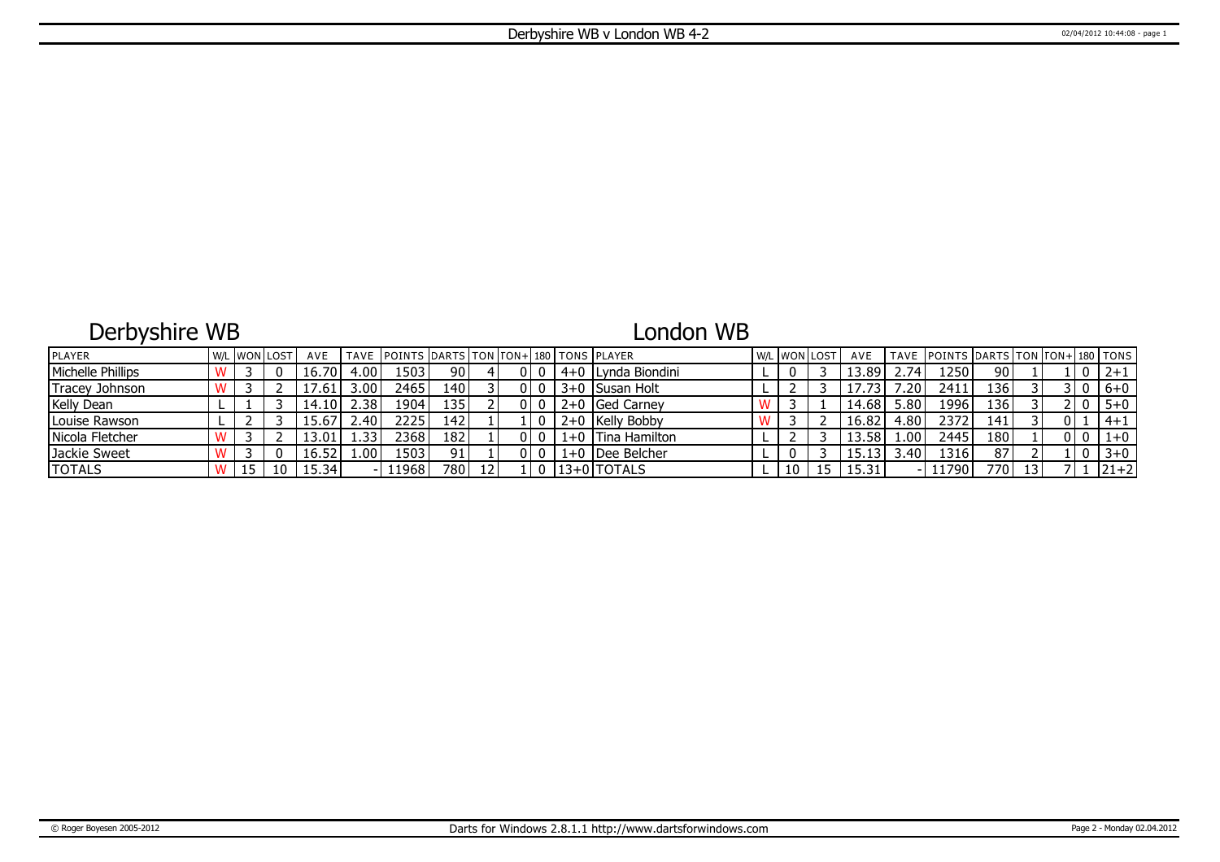# Derbyshire WB v London WB 4-2

## Derbyshire WB

## London WB

| PLAYER | W/L | WON | LOST | AVE | TAVE | POINTS | DARTS | TON | TON+ | 180 | TONS | PLAYER | W/L | WON | LOST | AVE | TAVE | POINTS | DARTS | TON | TON+ | 180 | TONS |
|---|---|---|---|---|---|---|---|---|---|---|---|---|---|---|---|---|---|---|---|---|---|---|---|
| Michelle Phillips | W | 3 | 0 | 16.70 | 4.00 | 1503 | 90 | 4 | 0 | 0 | 4+0 | Lynda Biondini | L | 0 | 3 | 13.89 | 2.74 | 1250 | 90 | 1 | 1 | 0 | 2+1 |
| Tracey Johnson | W | 3 | 2 | 17.61 | 3.00 | 2465 | 140 | 3 | 0 | 0 | 3+0 | Susan Holt | L | 2 | 3 | 17.73 | 7.20 | 2411 | 136 | 3 | 3 | 0 | 6+0 |
| Kelly Dean | L | 1 | 3 | 14.10 | 2.38 | 1904 | 135 | 2 | 0 | 0 | 2+0 | Ged Carney | W | 3 | 1 | 14.68 | 5.80 | 1996 | 136 | 3 | 2 | 0 | 5+0 |
| Louise Rawson | L | 2 | 3 | 15.67 | 2.40 | 2225 | 142 | 1 | 1 | 0 | 2+0 | Kelly Bobby | W | 3 | 2 | 16.82 | 4.80 | 2372 | 141 | 3 | 0 | 1 | 4+1 |
| Nicola Fletcher | W | 3 | 2 | 13.01 | 1.33 | 2368 | 182 | 1 | 0 | 0 | 1+0 | Tina Hamilton | L | 2 | 3 | 13.58 | 1.00 | 2445 | 180 | 1 | 0 | 0 | 1+0 |
| Jackie Sweet | W | 3 | 0 | 16.52 | 1.00 | 1503 | 91 | 1 | 0 | 0 | 1+0 | Dee Belcher | L | 0 | 3 | 15.13 | 3.40 | 1316 | 87 | 2 | 1 | 0 | 3+0 |
| TOTALS | W | 15 | 10 | 15.34 | - | 11968 | 780 | 12 | 1 | 0 | 13+0 | TOTALS | L | 10 | 15 | 15.31 | - | 11790 | 770 | 13 | 7 | 1 | 21+2 |